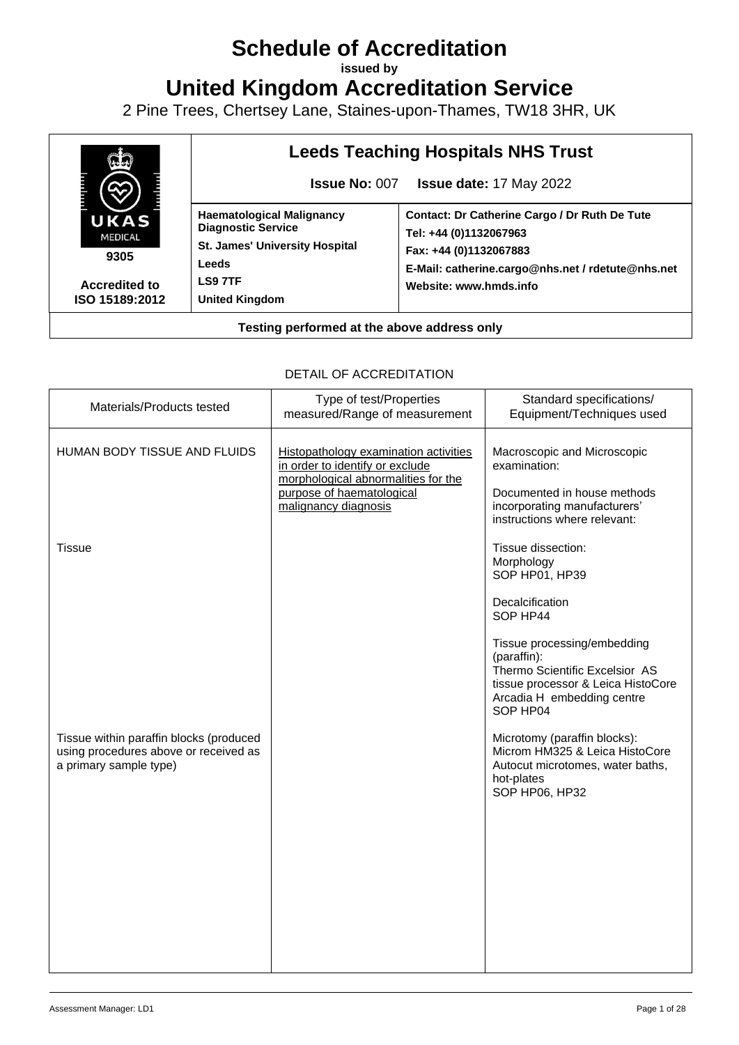# Schedule of Accreditation

**issued by**

# United Kingdom Accreditation Service

2 Pine Trees, Chertsey Lane, Staines-upon-Thames, TW18 3HR, UK

| UKAS MEDICAL 9305 Accredited to ISO 15189:2012 | **Leeds Teaching Hospitals NHS Trust** **Issue No:** 007 **Issue date:** 17 May 2022 | |
|---|---|---|
| | **Haematological Malignancy Diagnostic Service** **St. James' University Hospital** **Leeds** **LS9 7TF** **United Kingdom** | **Contact: Dr Catherine Cargo / Dr Ruth De Tute** **Tel: +44 (0)1132067963** **Fax: +44 (0)1132067883** **E-Mail: catherine.cargo@nhs.net / rdetute@nhs.net** **Website: www.hmds.info** |
| **Testing performed at the above address only** | | |

DETAIL OF ACCREDITATION

| Materials/Products tested | Type of test/Properties measured/Range of measurement | Standard specifications/ Equipment/Techniques used |
|---|---|---|
| HUMAN BODY TISSUE AND FLUIDS | Histopathology examination activities in order to identify or exclude morphological abnormalities for the purpose of haematological malignancy diagnosis | Macroscopic and Microscopic examination: Documented in house methods incorporating manufacturers' instructions where relevant: |
| Tissue | | Tissue dissection: Morphology SOP HP01, HP39 |
| | | Decalcification SOP HP44 |
| | | Tissue processing/embedding (paraffin): Thermo Scientific Excelsior AS tissue processor & Leica HistoCore Arcadia H embedding centre SOP HP04 |
| Tissue within paraffin blocks (produced using procedures above or received as a primary sample type) | | Microtomy (paraffin blocks): Microm HM325 & Leica HistoCore Autocut microtomes, water baths, hot-plates SOP HP06, HP32 |

Assessment Manager: LD1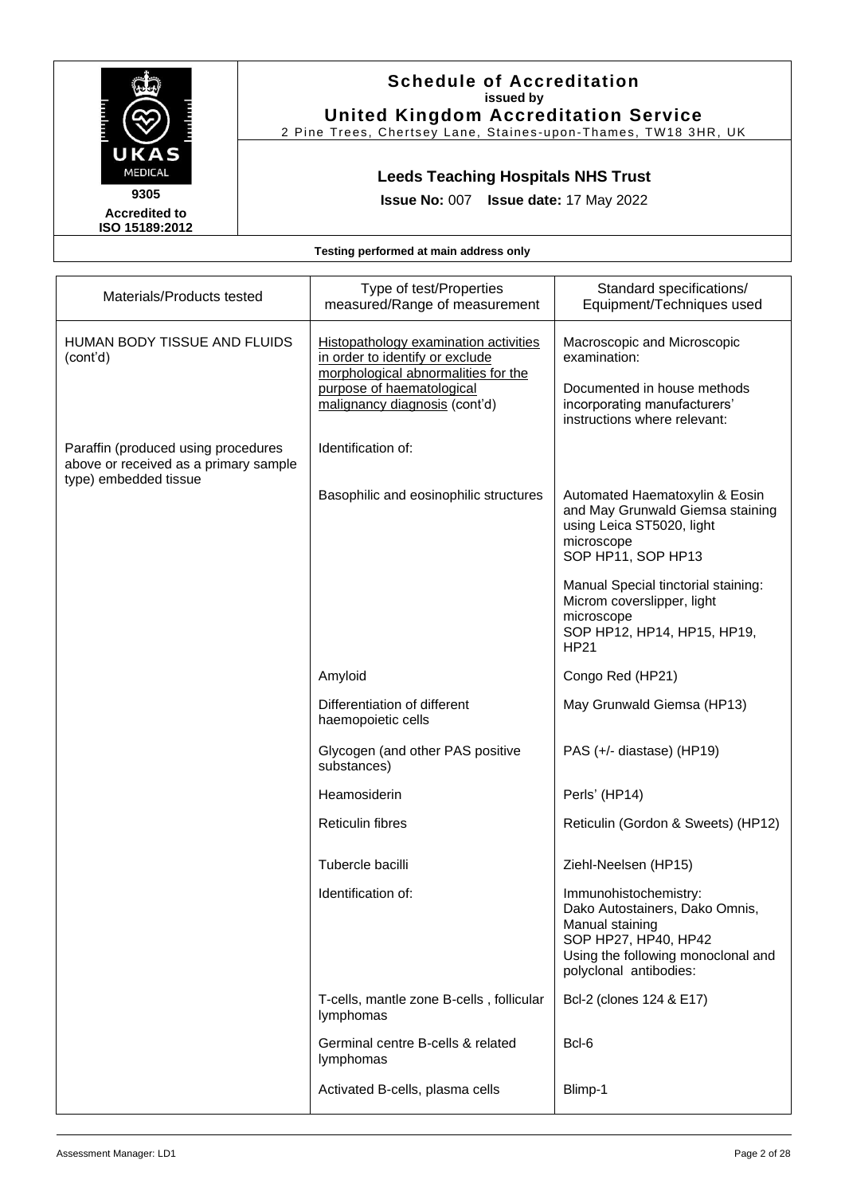**Schedule of Accreditation**
**issued by**
**United Kingdom Accreditation Service**
2 Pine Trees, Chertsey Lane, Staines-upon-Thames, TW18 3HR, UK

UKAS MEDICAL
**9305**
**Accredited to ISO 15189:2012**

**Leeds Teaching Hospitals NHS Trust**

**Issue No:** 007 **Issue date:** 17 May 2022

**Testing performed at main address only**

| Materials/Products tested | Type of test/Properties measured/Range of measurement | Standard specifications/ Equipment/Techniques used |
|---|---|---|
| HUMAN BODY TISSUE AND FLUIDS (cont'd) | Histopathology examination activities in order to identify or exclude morphological abnormalities for the purpose of haematological malignancy diagnosis (cont'd) | Macroscopic and Microscopic examination:<br><br>Documented in house methods incorporating manufacturers' instructions where relevant: |
| Paraffin (produced using procedures above or received as a primary sample type) embedded tissue | Identification of: | |
| | Basophilic and eosinophilic structures | Automated Haematoxylin & Eosin and May Grunwald Giemsa staining using Leica ST5020, light microscope<br>SOP HP11, SOP HP13<br><br>Manual Special tinctorial staining: Microm coverslipper, light microscope<br>SOP HP12, HP14, HP15, HP19, HP21 |
| | Amyloid | Congo Red (HP21) |
| | Differentiation of different haemopoietic cells | May Grunwald Giemsa (HP13) |
| | Glycogen (and other PAS positive substances) | PAS (+/- diastase) (HP19) |
| | Heamosiderin | Perls' (HP14) |
| | Reticulin fibres | Reticulin (Gordon & Sweets) (HP12) |
| | Tubercle bacilli | Ziehl-Neelsen (HP15) |
| | Identification of: | Immunohistochemistry:<br>Dako Autostainers, Dako Omnis, Manual staining<br>SOP HP27, HP40, HP42<br>Using the following monoclonal and polyclonal antibodies: |
| | T-cells, mantle zone B-cells , follicular lymphomas | Bcl-2 (clones 124 & E17) |
| | Germinal centre B-cells & related lymphomas | Bcl-6 |
| | Activated B-cells, plasma cells | Blimp-1 |

Assessment Manager: LD1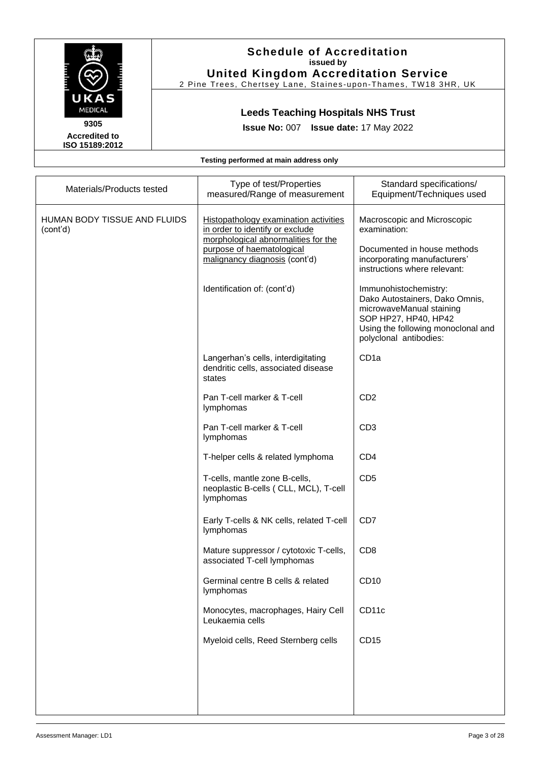**Schedule of Accreditation**
**issued by**
**United Kingdom Accreditation Service**
2 Pine Trees, Chertsey Lane, Staines-upon-Thames, TW18 3HR, UK

UKAS MEDICAL
**9305**
**Accredited to ISO 15189:2012**

**Leeds Teaching Hospitals NHS Trust**

**Issue No:** 007 **Issue date:** 17 May 2022

**Testing performed at main address only**

| Materials/Products tested | Type of test/Properties measured/Range of measurement | Standard specifications/ Equipment/Techniques used |
|---|---|---|
| HUMAN BODY TISSUE AND FLUIDS (cont'd) | Histopathology examination activities in order to identify or exclude morphological abnormalities for the purpose of haematological malignancy diagnosis (cont'd) | Macroscopic and Microscopic examination:<br><br>Documented in house methods incorporating manufacturers' instructions where relevant: |
| | Identification of: (cont'd) | Immunohistochemistry:<br>Dako Autostainers, Dako Omnis, microwaveManual staining<br>SOP HP27, HP40, HP42<br>Using the following monoclonal and polyclonal antibodies: |
| | Langerhan's cells, interdigitating dendritic cells, associated disease states | CD1a |
| | Pan T-cell marker & T-cell lymphomas | CD2 |
| | Pan T-cell marker & T-cell lymphomas | CD3 |
| | T-helper cells & related lymphoma | CD4 |
| | T-cells, mantle zone B-cells, neoplastic B-cells ( CLL, MCL), T-cell lymphomas | CD5 |
| | Early T-cells & NK cells, related T-cell lymphomas | CD7 |
| | Mature suppressor / cytotoxic T-cells, associated T-cell lymphomas | CD8 |
| | Germinal centre B cells & related lymphomas | CD10 |
| | Monocytes, macrophages, Hairy Cell Leukaemia cells | CD11c |
| | Myeloid cells, Reed Sternberg cells | CD15 |

Assessment Manager: LD1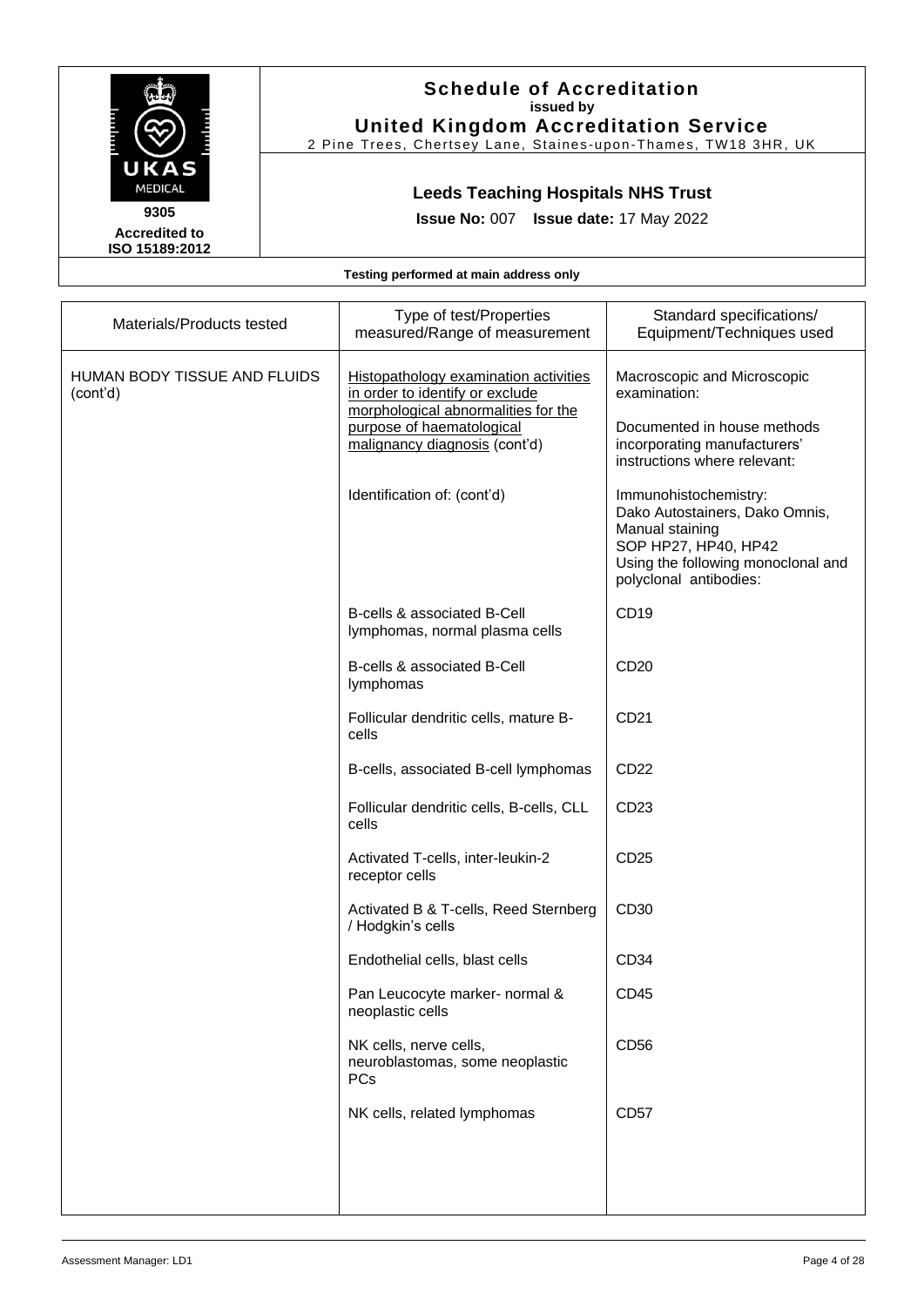**Schedule of Accreditation**
**issued by**
**United Kingdom Accreditation Service**
2 Pine Trees, Chertsey Lane, Staines-upon-Thames, TW18 3HR, UK

UKAS MEDICAL
**9305**
**Accredited to ISO 15189:2012**

**Leeds Teaching Hospitals NHS Trust**

**Issue No:** 007 **Issue date:** 17 May 2022

**Testing performed at main address only**

| Materials/Products tested | Type of test/Properties measured/Range of measurement | Standard specifications/ Equipment/Techniques used |
|---|---|---|
| HUMAN BODY TISSUE AND FLUIDS (cont'd) | Histopathology examination activities in order to identify or exclude morphological abnormalities for the purpose of haematological malignancy diagnosis (cont'd) | Macroscopic and Microscopic examination:<br><br>Documented in house methods incorporating manufacturers' instructions where relevant: |
| | Identification of: (cont'd) | Immunohistochemistry:<br>Dako Autostainers, Dako Omnis, Manual staining<br>SOP HP27, HP40, HP42<br>Using the following monoclonal and polyclonal antibodies: |
| | B-cells & associated B-Cell lymphomas, normal plasma cells | CD19 |
| | B-cells & associated B-Cell lymphomas | CD20 |
| | Follicular dendritic cells, mature B-cells | CD21 |
| | B-cells, associated B-cell lymphomas | CD22 |
| | Follicular dendritic cells, B-cells, CLL cells | CD23 |
| | Activated T-cells, inter-leukin-2 receptor cells | CD25 |
| | Activated B & T-cells, Reed Sternberg / Hodgkin's cells | CD30 |
| | Endothelial cells, blast cells | CD34 |
| | Pan Leucocyte marker- normal & neoplastic cells | CD45 |
| | NK cells, nerve cells, neuroblastomas, some neoplastic PCs | CD56 |
| | NK cells, related lymphomas | CD57 |

Assessment Manager: LD1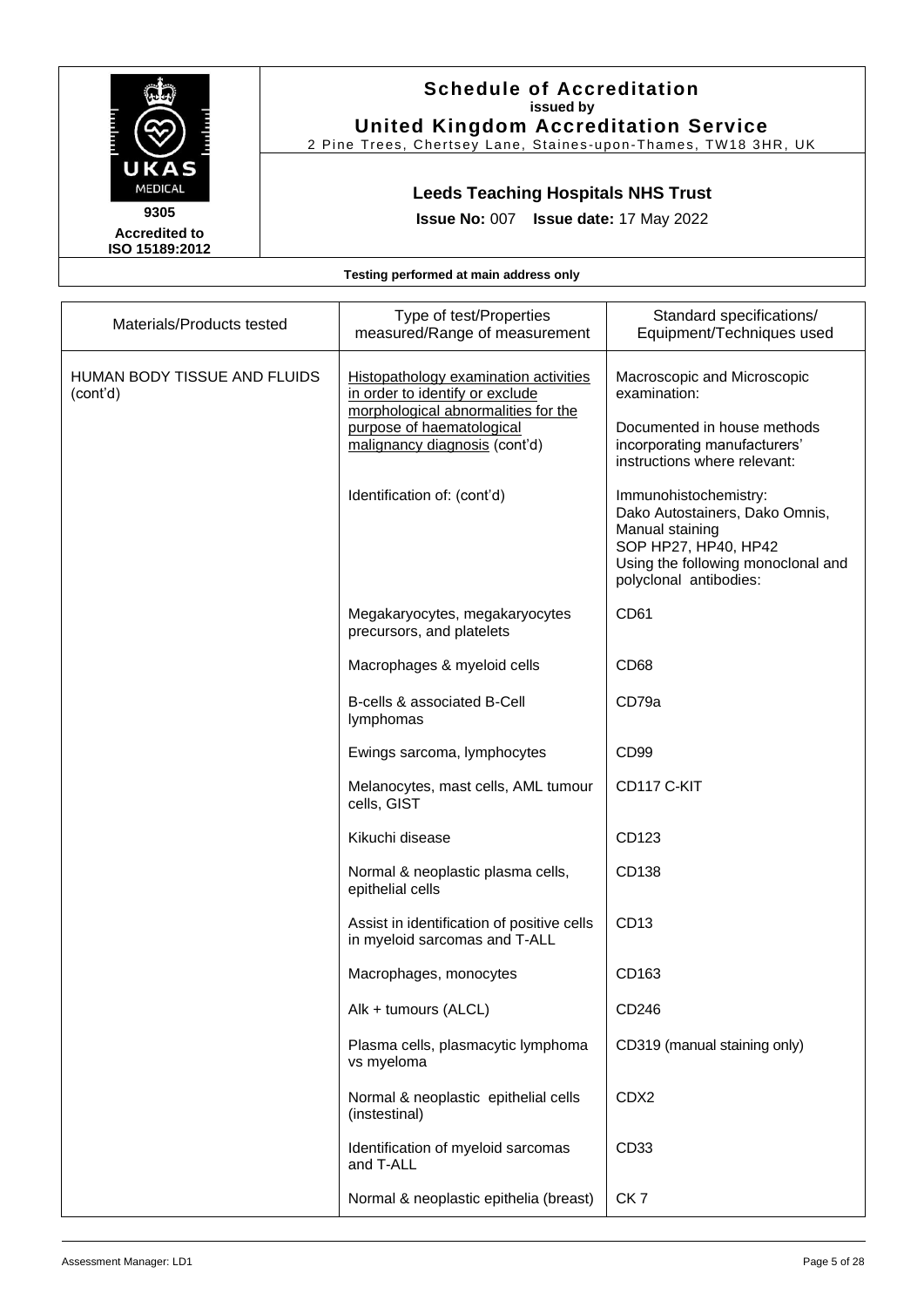# Schedule of Accreditation
**issued by**
**United Kingdom Accreditation Service**
2 Pine Trees, Chertsey Lane, Staines-upon-Thames, TW18 3HR, UK

9305
**Accredited to ISO 15189:2012**

## Leeds Teaching Hospitals NHS Trust

**Issue No:** 007 **Issue date:** 17 May 2022

**Testing performed at main address only**

| Materials/Products tested | Type of test/Properties measured/Range of measurement | Standard specifications/ Equipment/Techniques used |
|---|---|---|
| HUMAN BODY TISSUE AND FLUIDS (cont'd) | Histopathology examination activities in order to identify or exclude morphological abnormalities for the purpose of haematological malignancy diagnosis (cont'd) | Macroscopic and Microscopic examination:<br><br>Documented in house methods incorporating manufacturers' instructions where relevant: |
| | Identification of: (cont'd) | Immunohistochemistry:<br>Dako Autostainers, Dako Omnis, Manual staining<br>SOP HP27, HP40, HP42<br>Using the following monoclonal and polyclonal antibodies: |
| | Megakaryocytes, megakaryocytes precursors, and platelets | CD61 |
| | Macrophages & myeloid cells | CD68 |
| | B-cells & associated B-Cell lymphomas | CD79a |
| | Ewings sarcoma, lymphocytes | CD99 |
| | Melanocytes, mast cells, AML tumour cells, GIST | CD117 C-KIT |
| | Kikuchi disease | CD123 |
| | Normal & neoplastic plasma cells, epithelial cells | CD138 |
| | Assist in identification of positive cells in myeloid sarcomas and T-ALL | CD13 |
| | Macrophages, monocytes | CD163 |
| | Alk + tumours (ALCL) | CD246 |
| | Plasma cells, plasmacytic lymphoma vs myeloma | CD319 (manual staining only) |
| | Normal & neoplastic epithelial cells (instestinal) | CDX2 |
| | Identification of myeloid sarcomas and T-ALL | CD33 |
| | Normal & neoplastic epithelia (breast) | CK 7 |

Assessment Manager: LD1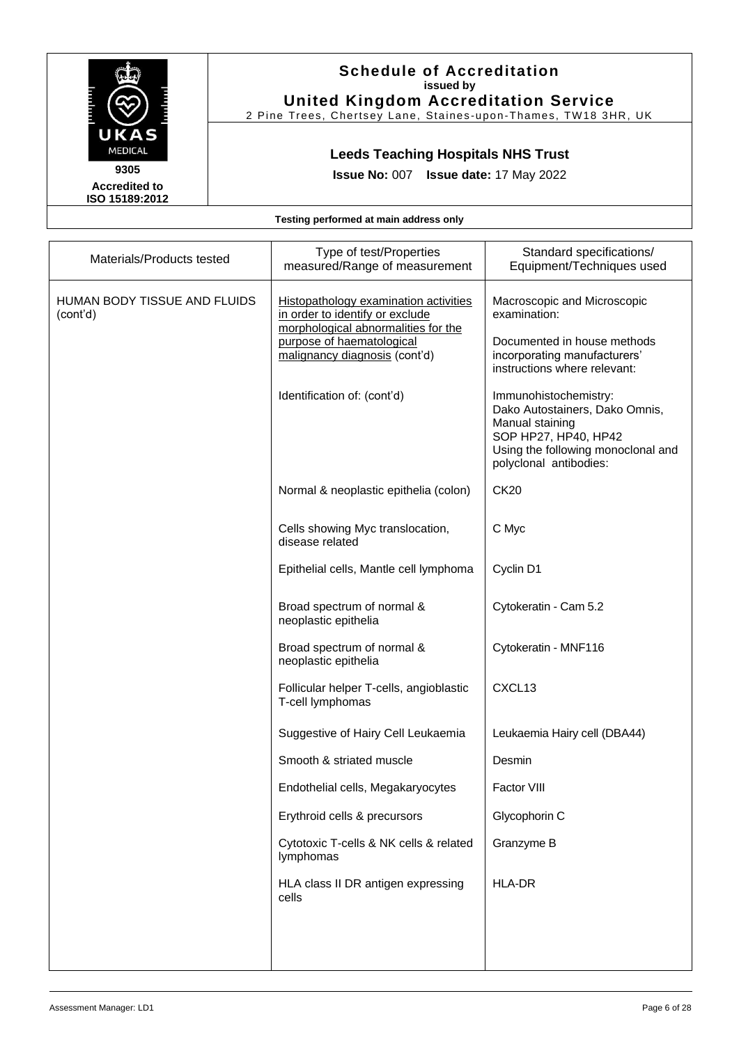# Schedule of Accreditation

**issued by**

**United Kingdom Accreditation Service**

2 Pine Trees, Chertsey Lane, Staines-upon-Thames, TW18 3HR, UK

UKAS MEDICAL

9305

**Accredited to ISO 15189:2012**

## Leeds Teaching Hospitals NHS Trust

**Issue No:** 007 **Issue date:** 17 May 2022

**Testing performed at main address only**

| Materials/Products tested | Type of test/Properties measured/Range of measurement | Standard specifications/ Equipment/Techniques used |
|---|---|---|
| HUMAN BODY TISSUE AND FLUIDS (cont'd) | Histopathology examination activities in order to identify or exclude morphological abnormalities for the purpose of haematological malignancy diagnosis (cont'd) | Macroscopic and Microscopic examination:<br><br>Documented in house methods incorporating manufacturers' instructions where relevant: |
| | Identification of: (cont'd) | Immunohistochemistry:<br>Dako Autostainers, Dako Omnis, Manual staining<br>SOP HP27, HP40, HP42<br>Using the following monoclonal and polyclonal antibodies: |
| | Normal & neoplastic epithelia (colon) | CK20 |
| | Cells showing Myc translocation, disease related | C Myc |
| | Epithelial cells, Mantle cell lymphoma | Cyclin D1 |
| | Broad spectrum of normal & neoplastic epithelia | Cytokeratin - Cam 5.2 |
| | Broad spectrum of normal & neoplastic epithelia | Cytokeratin - MNF116 |
| | Follicular helper T-cells, angioblastic T-cell lymphomas | CXCL13 |
| | Suggestive of Hairy Cell Leukaemia | Leukaemia Hairy cell (DBA44) |
| | Smooth & striated muscle | Desmin |
| | Endothelial cells, Megakaryocytes | Factor VIII |
| | Erythroid cells & precursors | Glycophorin C |
| | Cytotoxic T-cells & NK cells & related lymphomas | Granzyme B |
| | HLA class II DR antigen expressing cells | HLA-DR |

Assessment Manager: LD1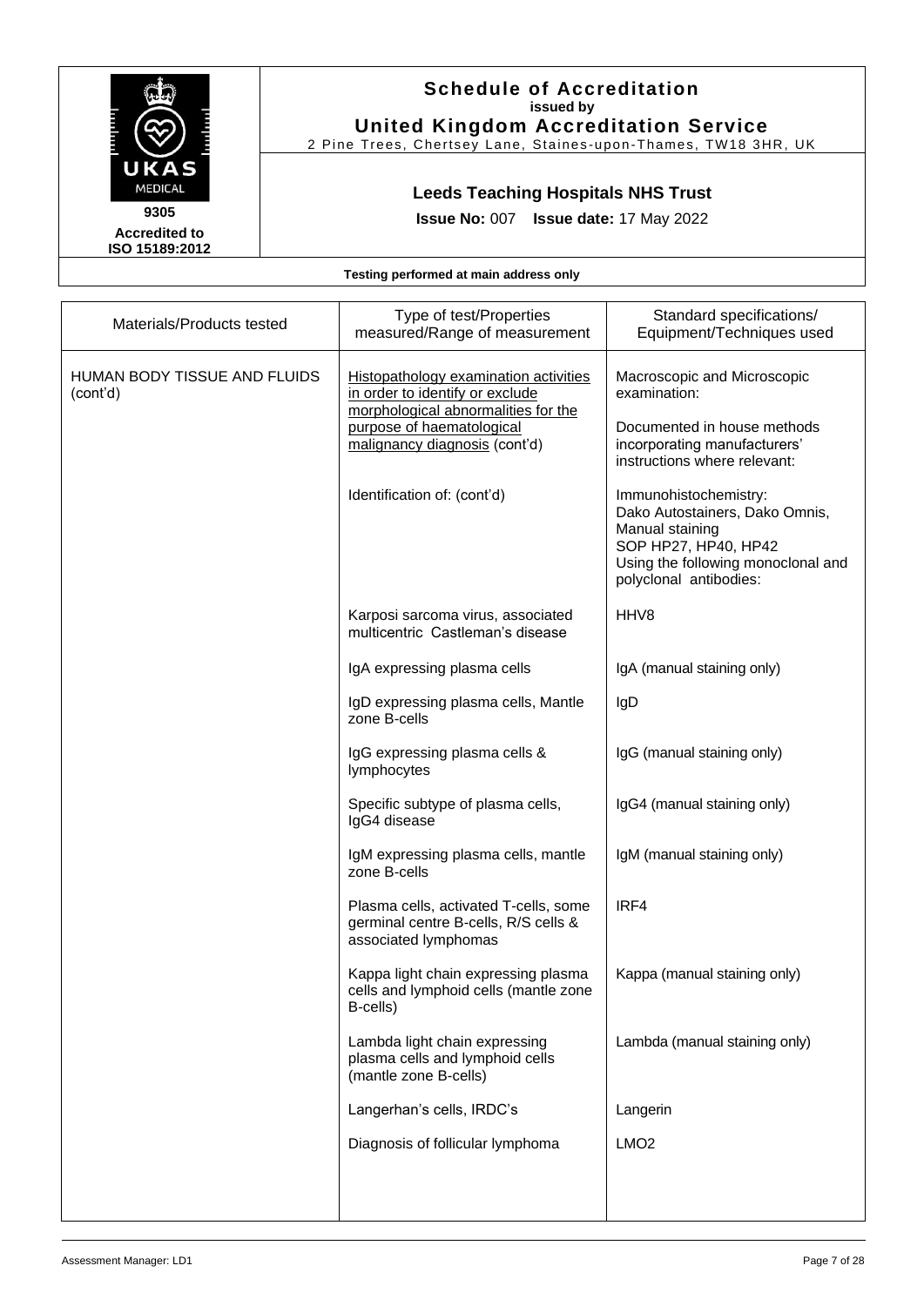# Schedule of Accreditation

**issued by**

**United Kingdom Accreditation Service**

2 Pine Trees, Chertsey Lane, Staines-upon-Thames, TW18 3HR, UK

UKAS MEDICAL

**9305**

**Accredited to ISO 15189:2012**

## Leeds Teaching Hospitals NHS Trust

**Issue No:** 007 **Issue date:** 17 May 2022

**Testing performed at main address only**

| Materials/Products tested | Type of test/Properties measured/Range of measurement | Standard specifications/ Equipment/Techniques used |
|---|---|---|
| HUMAN BODY TISSUE AND FLUIDS (cont'd) | Histopathology examination activities in order to identify or exclude morphological abnormalities for the purpose of haematological malignancy diagnosis (cont'd) | Macroscopic and Microscopic examination:<br><br>Documented in house methods incorporating manufacturers' instructions where relevant: |
| | Identification of: (cont'd) | Immunohistochemistry:<br>Dako Autostainers, Dako Omnis, Manual staining<br>SOP HP27, HP40, HP42<br>Using the following monoclonal and polyclonal antibodies: |
| | Karposi sarcoma virus, associated multicentric Castleman's disease | HHV8 |
| | IgA expressing plasma cells | IgA (manual staining only) |
| | IgD expressing plasma cells, Mantle zone B-cells | IgD |
| | IgG expressing plasma cells & lymphocytes | IgG (manual staining only) |
| | Specific subtype of plasma cells, IgG4 disease | IgG4 (manual staining only) |
| | IgM expressing plasma cells, mantle zone B-cells | IgM (manual staining only) |
| | Plasma cells, activated T-cells, some germinal centre B-cells, R/S cells & associated lymphomas | IRF4 |
| | Kappa light chain expressing plasma cells and lymphoid cells (mantle zone B-cells) | Kappa (manual staining only) |
| | Lambda light chain expressing plasma cells and lymphoid cells (mantle zone B-cells) | Lambda (manual staining only) |
| | Langerhan's cells, IRDC's | Langerin |
| | Diagnosis of follicular lymphoma | LMO2 |

Assessment Manager: LD1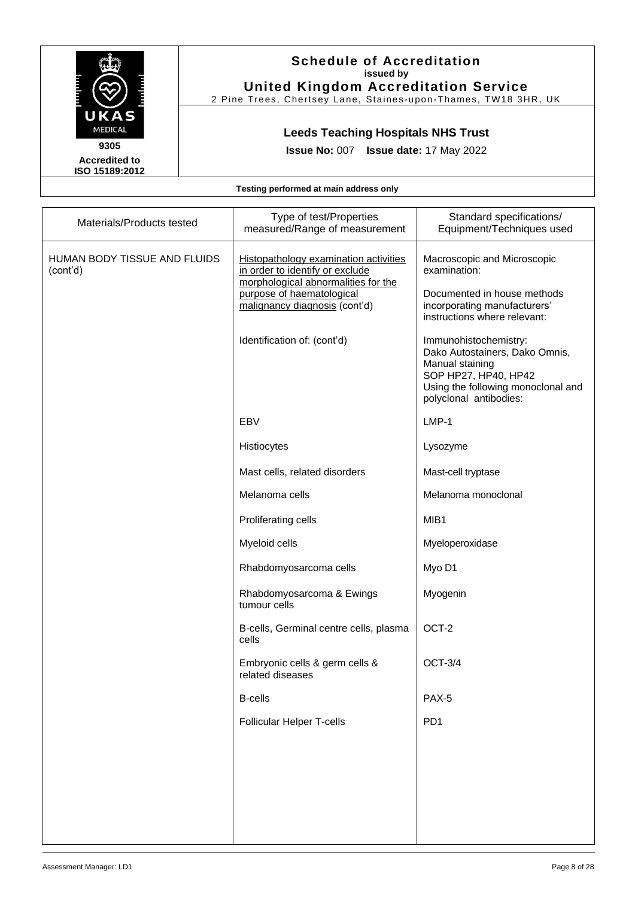# Schedule of Accreditation

**issued by**

**United Kingdom Accreditation Service**

2 Pine Trees, Chertsey Lane, Staines-upon-Thames, TW18 3HR, UK

UKAS MEDICAL

**9305**

**Accredited to ISO 15189:2012**

## Leeds Teaching Hospitals NHS Trust

**Issue No:** 007 **Issue date:** 17 May 2022

**Testing performed at main address only**

| Materials/Products tested | Type of test/Properties measured/Range of measurement | Standard specifications/ Equipment/Techniques used |
|---|---|---|
| HUMAN BODY TISSUE AND FLUIDS (cont'd) | Histopathology examination activities in order to identify or exclude morphological abnormalities for the purpose of haematological malignancy diagnosis (cont'd) | Macroscopic and Microscopic examination:<br><br>Documented in house methods incorporating manufacturers' instructions where relevant: |
| | Identification of: (cont'd) | Immunohistochemistry:<br>Dako Autostainers, Dako Omnis, Manual staining<br>SOP HP27, HP40, HP42<br>Using the following monoclonal and polyclonal antibodies: |
| | EBV | LMP-1 |
| | Histiocytes | Lysozyme |
| | Mast cells, related disorders | Mast-cell tryptase |
| | Melanoma cells | Melanoma monoclonal |
| | Proliferating cells | MIB1 |
| | Myeloid cells | Myeloperoxidase |
| | Rhabdomyosarcoma cells | Myo D1 |
| | Rhabdomyosarcoma & Ewings tumour cells | Myogenin |
| | B-cells, Germinal centre cells, plasma cells | OCT-2 |
| | Embryonic cells & germ cells & related diseases | OCT-3/4 |
| | B-cells | PAX-5 |
| | Follicular Helper T-cells | PD1 |

Assessment Manager: LD1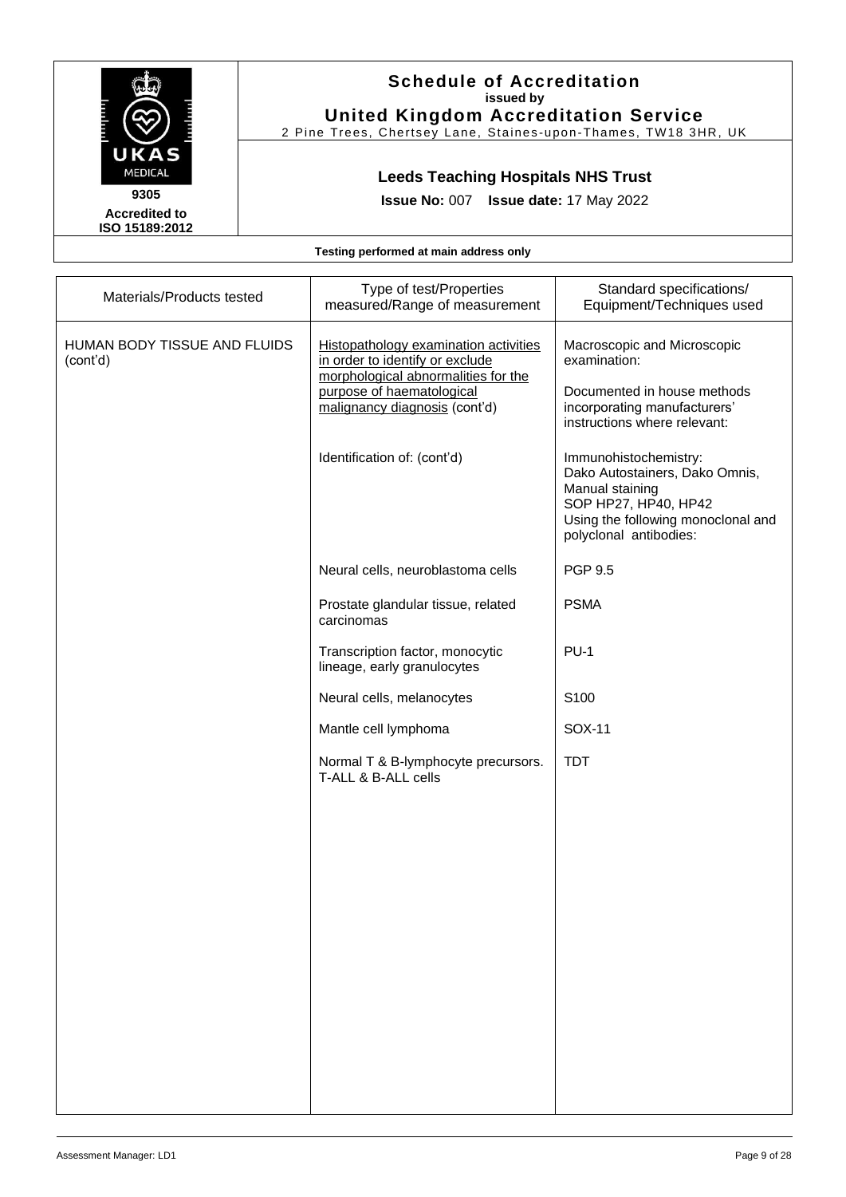## Schedule of Accreditation
**issued by**
**United Kingdom Accreditation Service**
2 Pine Trees, Chertsey Lane, Staines-upon-Thames, TW18 3HR, UK

**9305**
**Accredited to ISO 15189:2012**

### Leeds Teaching Hospitals NHS Trust

**Issue No:** 007 **Issue date:** 17 May 2022

**Testing performed at main address only**

| Materials/Products tested | Type of test/Properties measured/Range of measurement | Standard specifications/ Equipment/Techniques used |
|---|---|---|
| HUMAN BODY TISSUE AND FLUIDS (cont'd) | Histopathology examination activities in order to identify or exclude morphological abnormalities for the purpose of haematological malignancy diagnosis (cont'd) | Macroscopic and Microscopic examination:<br><br>Documented in house methods incorporating manufacturers' instructions where relevant: |
| | Identification of: (cont'd) | Immunohistochemistry:<br>Dako Autostainers, Dako Omnis, Manual staining<br>SOP HP27, HP40, HP42<br>Using the following monoclonal and polyclonal antibodies: |
| | Neural cells, neuroblastoma cells | PGP 9.5 |
| | Prostate glandular tissue, related carcinomas | PSMA |
| | Transcription factor, monocytic lineage, early granulocytes | PU-1 |
| | Neural cells, melanocytes | S100 |
| | Mantle cell lymphoma | SOX-11 |
| | Normal T & B-lymphocyte precursors. T-ALL & B-ALL cells | TDT |

Assessment Manager: LD1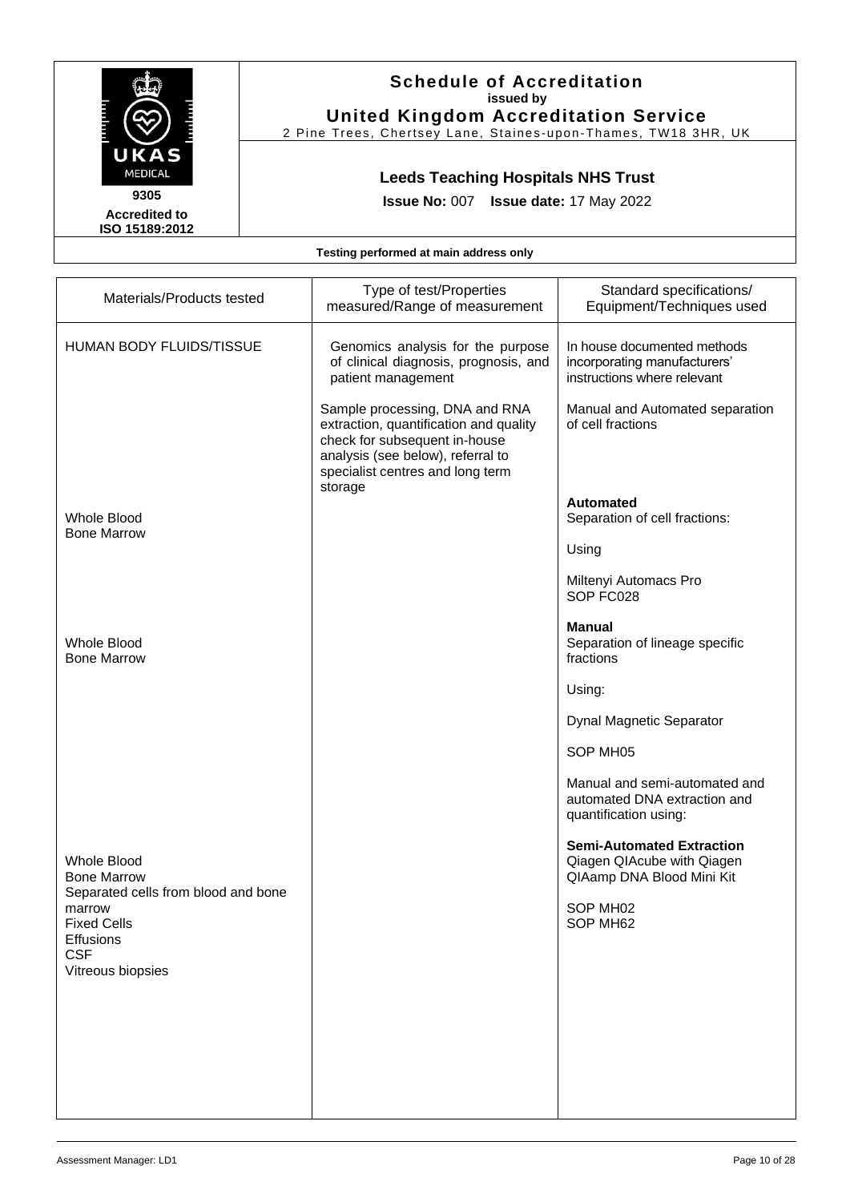# Schedule of Accreditation

**issued by**

**United Kingdom Accreditation Service**

2 Pine Trees, Chertsey Lane, Staines-upon-Thames, TW18 3HR, UK

UKAS MEDICAL

9305

Accredited to ISO 15189:2012

## Leeds Teaching Hospitals NHS Trust

**Issue No:** 007 **Issue date:** 17 May 2022

**Testing performed at main address only**

| Materials/Products tested | Type of test/Properties measured/Range of measurement | Standard specifications/ Equipment/Techniques used |
|---|---|---|
| HUMAN BODY FLUIDS/TISSUE | Genomics analysis for the purpose of clinical diagnosis, prognosis, and patient management<br><br>Sample processing, DNA and RNA extraction, quantification and quality check for subsequent in-house analysis (see below), referral to specialist centres and long term storage | In house documented methods incorporating manufacturers' instructions where relevant<br><br>Manual and Automated separation of cell fractions |
| Whole Blood<br>Bone Marrow | | **Automated**<br>Separation of cell fractions:<br><br>Using<br><br>Miltenyi Automacs Pro<br>SOP FC028 |
| Whole Blood<br>Bone Marrow | | **Manual**<br>Separation of lineage specific fractions<br><br>Using:<br><br>Dynal Magnetic Separator<br><br>SOP MH05<br><br>Manual and semi-automated and automated DNA extraction and quantification using: |
| Whole Blood<br>Bone Marrow<br>Separated cells from blood and bone marrow<br>Fixed Cells<br>Effusions<br>CSF<br>Vitreous biopsies | | **Semi-Automated Extraction**<br>Qiagen QIAcube with Qiagen QIAamp DNA Blood Mini Kit<br><br>SOP MH02<br>SOP MH62 |

Assessment Manager: LD1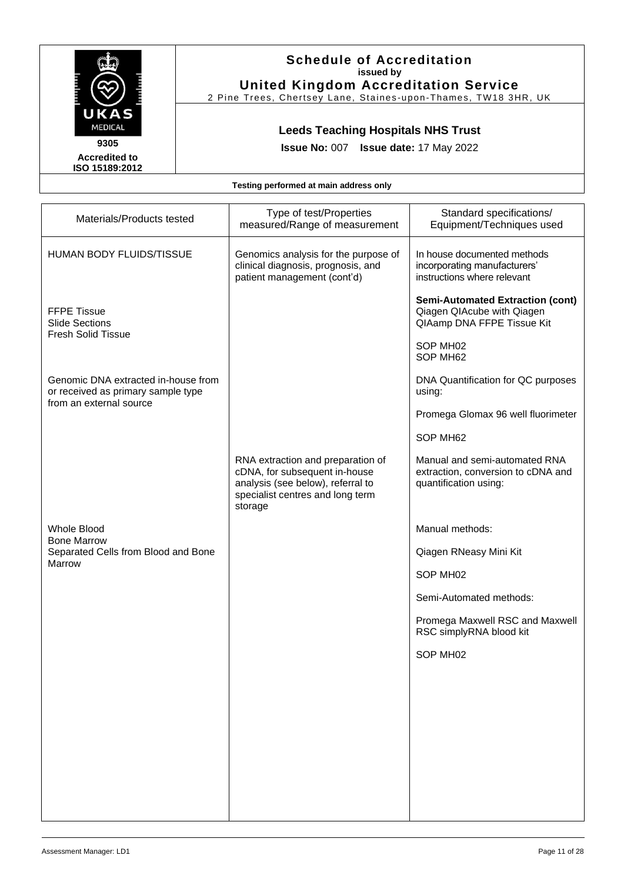# Schedule of Accreditation
**issued by**
**United Kingdom Accreditation Service**
2 Pine Trees, Chertsey Lane, Staines-upon-Thames, TW18 3HR, UK

9305
**Accredited to ISO 15189:2012**

## Leeds Teaching Hospitals NHS Trust

**Issue No:** 007 **Issue date:** 17 May 2022

**Testing performed at main address only**

| Materials/Products tested | Type of test/Properties measured/Range of measurement | Standard specifications/ Equipment/Techniques used |
|---|---|---|
| HUMAN BODY FLUIDS/TISSUE | Genomics analysis for the purpose of clinical diagnosis, prognosis, and patient management (cont'd) | In house documented methods incorporating manufacturers' instructions where relevant |
| FFPE Tissue<br>Slide Sections<br>Fresh Solid Tissue | | **Semi-Automated Extraction (cont)**<br>Qiagen QIAcube with Qiagen QIAamp DNA FFPE Tissue Kit<br><br>SOP MH02<br>SOP MH62 |
| Genomic DNA extracted in-house from or received as primary sample type from an external source | | DNA Quantification for QC purposes using:<br><br>Promega Glomax 96 well fluorimeter<br><br>SOP MH62 |
| | RNA extraction and preparation of cDNA, for subsequent in-house analysis (see below), referral to specialist centres and long term storage | Manual and semi-automated RNA extraction, conversion to cDNA and quantification using: |
| Whole Blood<br>Bone Marrow<br>Separated Cells from Blood and Bone Marrow | | Manual methods:<br><br>Qiagen RNeasy Mini Kit<br><br>SOP MH02<br><br>Semi-Automated methods:<br><br>Promega Maxwell RSC and Maxwell RSC simplyRNA blood kit<br><br>SOP MH02 |

Assessment Manager: LD1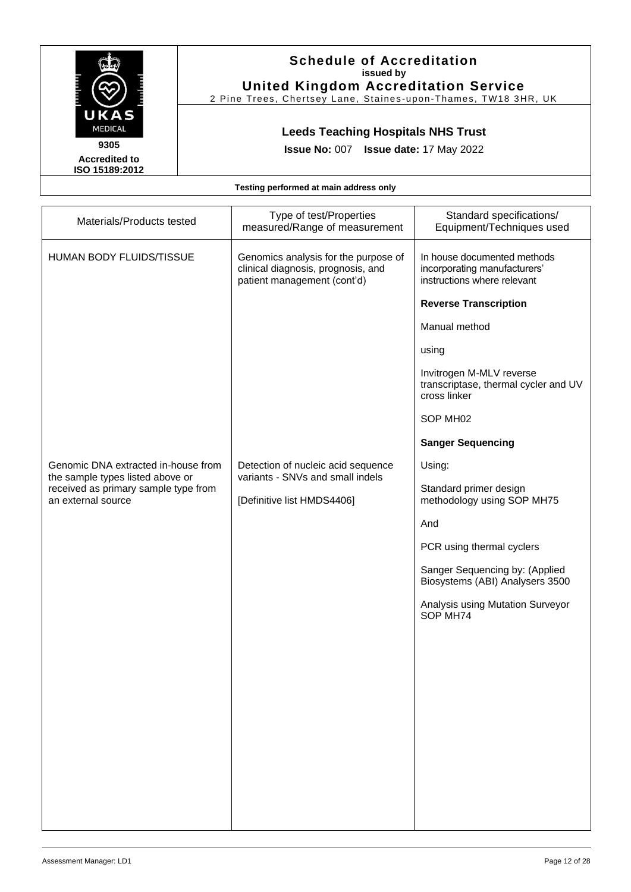**Schedule of Accreditation**
issued by
**United Kingdom Accreditation Service**
2 Pine Trees, Chertsey Lane, Staines-upon-Thames, TW18 3HR, UK

UKAS MEDICAL
**9305**
**Accredited to ISO 15189:2012**

**Leeds Teaching Hospitals NHS Trust**

**Issue No:** 007 **Issue date:** 17 May 2022

**Testing performed at main address only**

| Materials/Products tested | Type of test/Properties measured/Range of measurement | Standard specifications/ Equipment/Techniques used |
|---|---|---|
| HUMAN BODY FLUIDS/TISSUE | Genomics analysis for the purpose of clinical diagnosis, prognosis, and patient management (cont'd) | In house documented methods incorporating manufacturers' instructions where relevant |
| | | **Reverse Transcription** |
| | | Manual method |
| | | using |
| | | Invitrogen M-MLV reverse transcriptase, thermal cycler and UV cross linker |
| | | SOP MH02 |
| | | **Sanger Sequencing** |
| Genomic DNA extracted in-house from the sample types listed above or received as primary sample type from an external source | Detection of nucleic acid sequence variants - SNVs and small indels<br><br>[Definitive list HMDS4406] | Using: |
| | | Standard primer design methodology using SOP MH75 |
| | | And |
| | | PCR using thermal cyclers |
| | | Sanger Sequencing by: (Applied Biosystems (ABI) Analysers 3500 |
| | | Analysis using Mutation Surveyor SOP MH74 |

Assessment Manager: LD1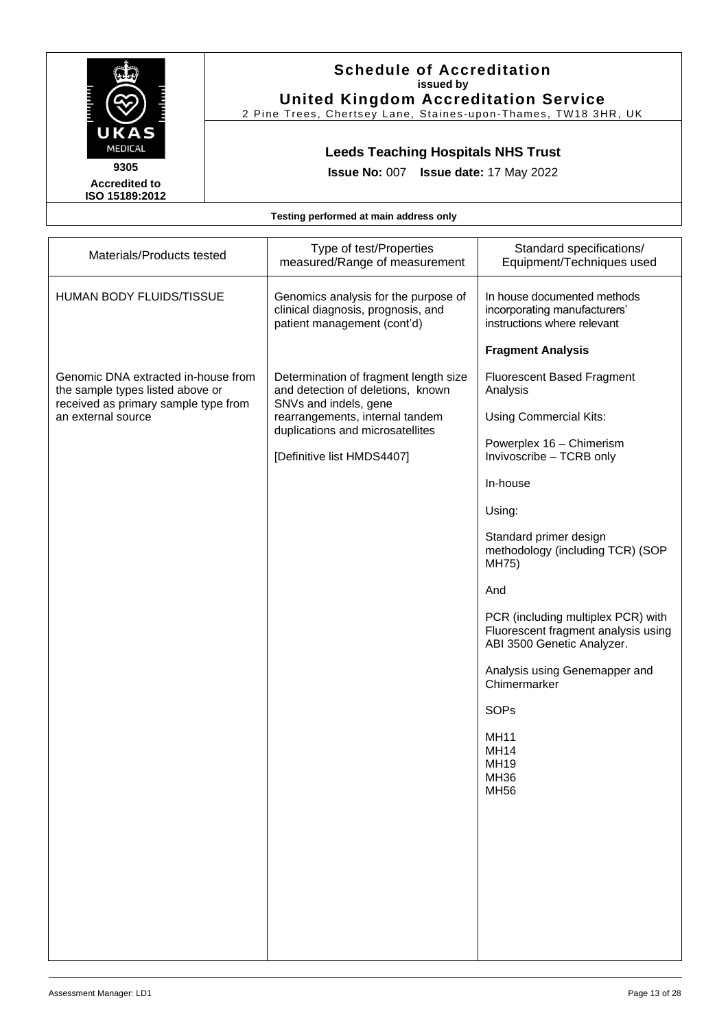**Schedule of Accreditation**
**issued by**
**United Kingdom Accreditation Service**
2 Pine Trees, Chertsey Lane, Staines-upon-Thames, TW18 3HR, UK

9305
**Accredited to ISO 15189:2012**

**Leeds Teaching Hospitals NHS Trust**

**Issue No:** 007 **Issue date:** 17 May 2022

**Testing performed at main address only**

| Materials/Products tested | Type of test/Properties measured/Range of measurement | Standard specifications/ Equipment/Techniques used |
|---|---|---|
| HUMAN BODY FLUIDS/TISSUE | Genomics analysis for the purpose of clinical diagnosis, prognosis, and patient management (cont'd) | In house documented methods incorporating manufacturers' instructions where relevant<br><br>**Fragment Analysis** |
| Genomic DNA extracted in-house from the sample types listed above or received as primary sample type from an external source | Determination of fragment length size and detection of deletions, known SNVs and indels, gene rearrangements, internal tandem duplications and microsatellites<br><br>[Definitive list HMDS4407] | Fluorescent Based Fragment Analysis<br><br>Using Commercial Kits:<br><br>Powerplex 16 – Chimerism<br>Invivoscribe – TCRB only<br><br>In-house<br><br>Using:<br><br>Standard primer design methodology (including TCR) (SOP MH75)<br><br>And<br><br>PCR (including multiplex PCR) with Fluorescent fragment analysis using ABI 3500 Genetic Analyzer.<br><br>Analysis using Genemapper and Chimermarker<br><br>SOPs<br><br>MH11<br>MH14<br>MH19<br>MH36<br>MH56 |

Assessment Manager: LD1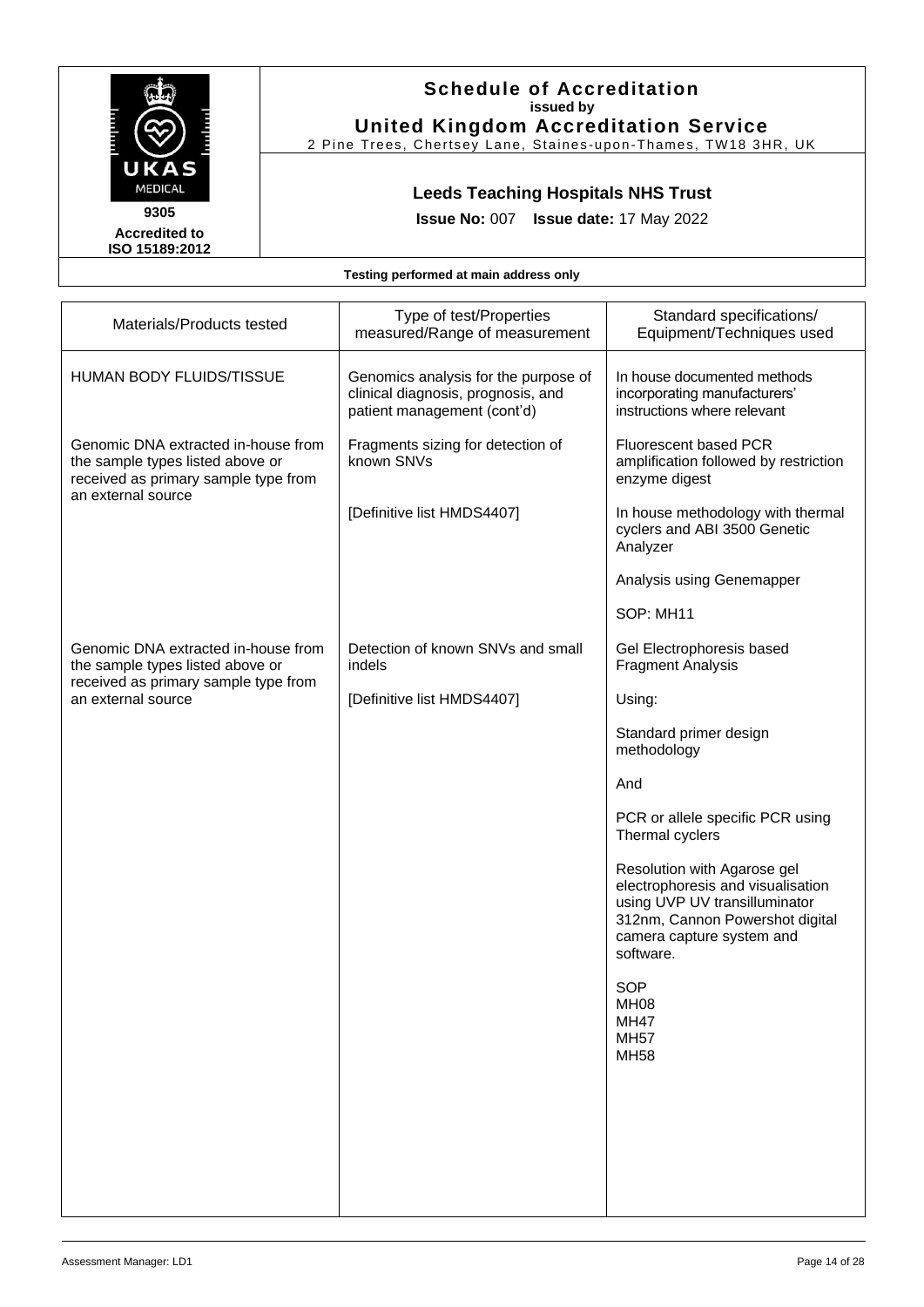# Schedule of Accreditation
**issued by**
**United Kingdom Accreditation Service**
2 Pine Trees, Chertsey Lane, Staines-upon-Thames, TW18 3HR, UK

9305
**Accredited to ISO 15189:2012**

## Leeds Teaching Hospitals NHS Trust

**Issue No:** 007 **Issue date:** 17 May 2022

**Testing performed at main address only**

| Materials/Products tested | Type of test/Properties measured/Range of measurement | Standard specifications/ Equipment/Techniques used |
|---|---|---|
| HUMAN BODY FLUIDS/TISSUE | Genomics analysis for the purpose of clinical diagnosis, prognosis, and patient management (cont'd) | In house documented methods incorporating manufacturers' instructions where relevant |
| Genomic DNA extracted in-house from the sample types listed above or received as primary sample type from an external source | Fragments sizing for detection of known SNVs<br><br>[Definitive list HMDS4407] | Fluorescent based PCR amplification followed by restriction enzyme digest<br><br>In house methodology with thermal cyclers and ABI 3500 Genetic Analyzer<br><br>Analysis using Genemapper<br><br>SOP: MH11 |
| Genomic DNA extracted in-house from the sample types listed above or received as primary sample type from an external source | Detection of known SNVs and small indels<br><br>[Definitive list HMDS4407] | Gel Electrophoresis based Fragment Analysis<br><br>Using:<br><br>Standard primer design methodology<br><br>And<br><br>PCR or allele specific PCR using Thermal cyclers<br><br>Resolution with Agarose gel electrophoresis and visualisation using UVP UV transilluminator 312nm, Cannon Powershot digital camera capture system and software.<br><br>SOP<br>MH08<br>MH47<br>MH57<br>MH58 |

Assessment Manager: LD1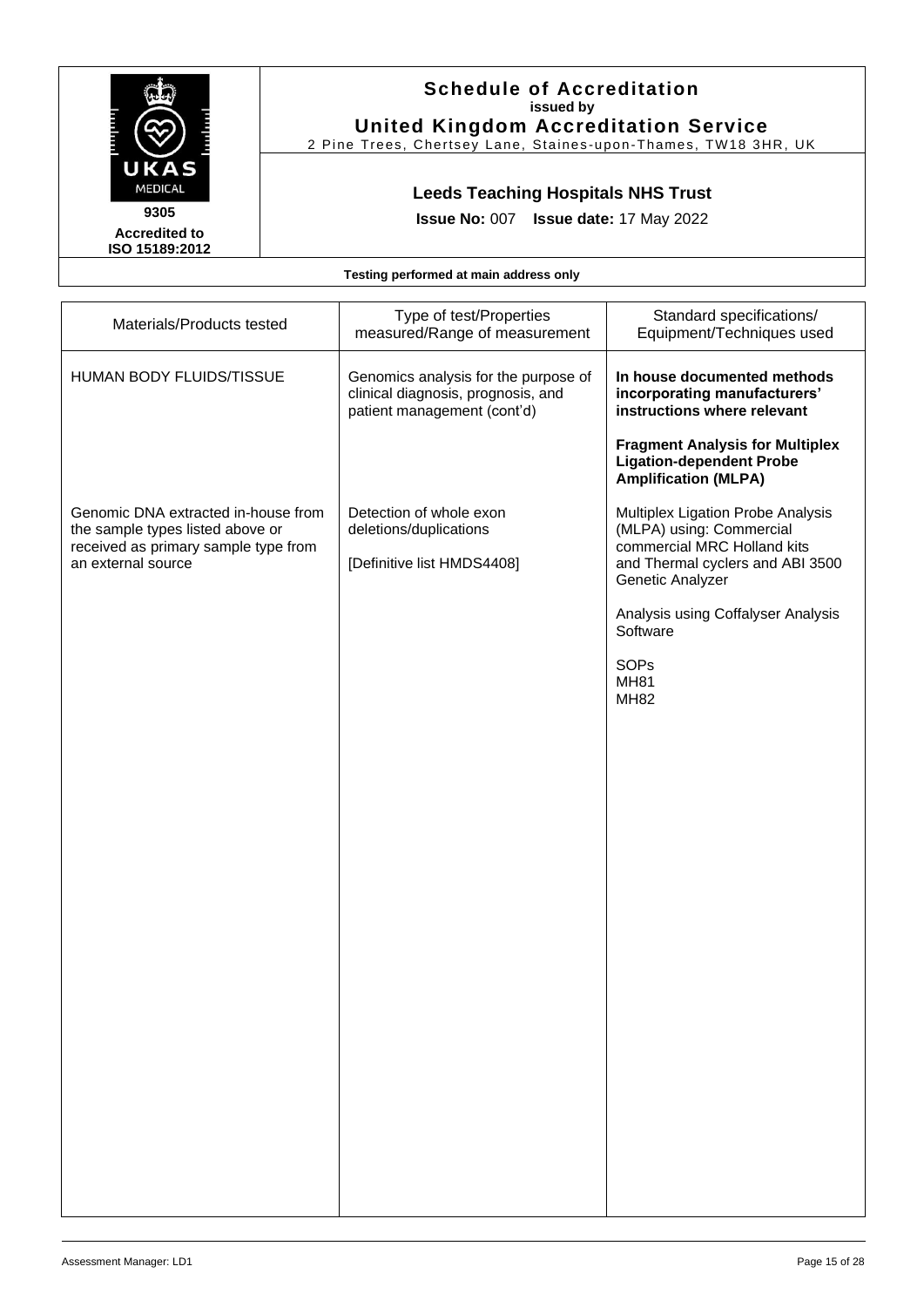# Schedule of Accreditation
**issued by**
**United Kingdom Accreditation Service**
2 Pine Trees, Chertsey Lane, Staines-upon-Thames, TW18 3HR, UK

**9305**
**Accredited to ISO 15189:2012**

## Leeds Teaching Hospitals NHS Trust

**Issue No:** 007 **Issue date:** 17 May 2022

**Testing performed at main address only**

| Materials/Products tested | Type of test/Properties measured/Range of measurement | Standard specifications/ Equipment/Techniques used |
|---|---|---|
| HUMAN BODY FLUIDS/TISSUE | Genomics analysis for the purpose of clinical diagnosis, prognosis, and patient management (cont'd) | **In house documented methods incorporating manufacturers' instructions where relevant**<br><br>**Fragment Analysis for Multiplex Ligation-dependent Probe Amplification (MLPA)** |
| Genomic DNA extracted in-house from the sample types listed above or received as primary sample type from an external source | Detection of whole exon deletions/duplications<br><br>[Definitive list HMDS4408] | Multiplex Ligation Probe Analysis (MLPA) using: Commercial commercial MRC Holland kits and Thermal cyclers and ABI 3500 Genetic Analyzer<br><br>Analysis using Coffalyser Analysis Software<br><br>SOPs<br>MH81<br>MH82 |

Assessment Manager: LD1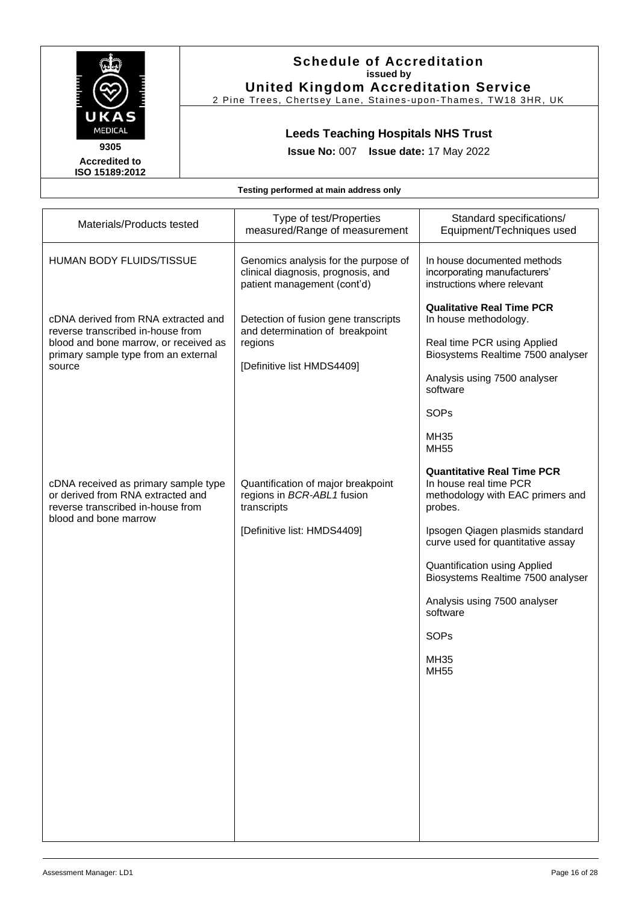# Schedule of Accreditation

**issued by**

**United Kingdom Accreditation Service**

2 Pine Trees, Chertsey Lane, Staines-upon-Thames, TW18 3HR, UK

**9305**

**Accredited to ISO 15189:2012**

## Leeds Teaching Hospitals NHS Trust

**Issue No:** 007 **Issue date:** 17 May 2022

**Testing performed at main address only**

| Materials/Products tested | Type of test/Properties measured/Range of measurement | Standard specifications/ Equipment/Techniques used |
|---|---|---|
| HUMAN BODY FLUIDS/TISSUE | Genomics analysis for the purpose of clinical diagnosis, prognosis, and patient management (cont'd) | In house documented methods incorporating manufacturers' instructions where relevant |
| cDNA derived from RNA extracted and reverse transcribed in-house from blood and bone marrow, or received as primary sample type from an external source | Detection of fusion gene transcripts and determination of breakpoint regions<br><br>[Definitive list HMDS4409] | **Qualitative Real Time PCR**<br>In house methodology.<br><br>Real time PCR using Applied Biosystems Realtime 7500 analyser<br><br>Analysis using 7500 analyser software<br><br>SOPs<br><br>MH35<br>MH55 |
| cDNA received as primary sample type or derived from RNA extracted and reverse transcribed in-house from blood and bone marrow | Quantification of major breakpoint regions in *BCR-ABL1* fusion transcripts<br><br>[Definitive list: HMDS4409] | **Quantitative Real Time PCR**<br>In house real time PCR methodology with EAC primers and probes.<br><br>Ipsogen Qiagen plasmids standard curve used for quantitative assay<br><br>Quantification using Applied Biosystems Realtime 7500 analyser<br><br>Analysis using 7500 analyser software<br><br>SOPs<br><br>MH35<br>MH55 |

Assessment Manager: LD1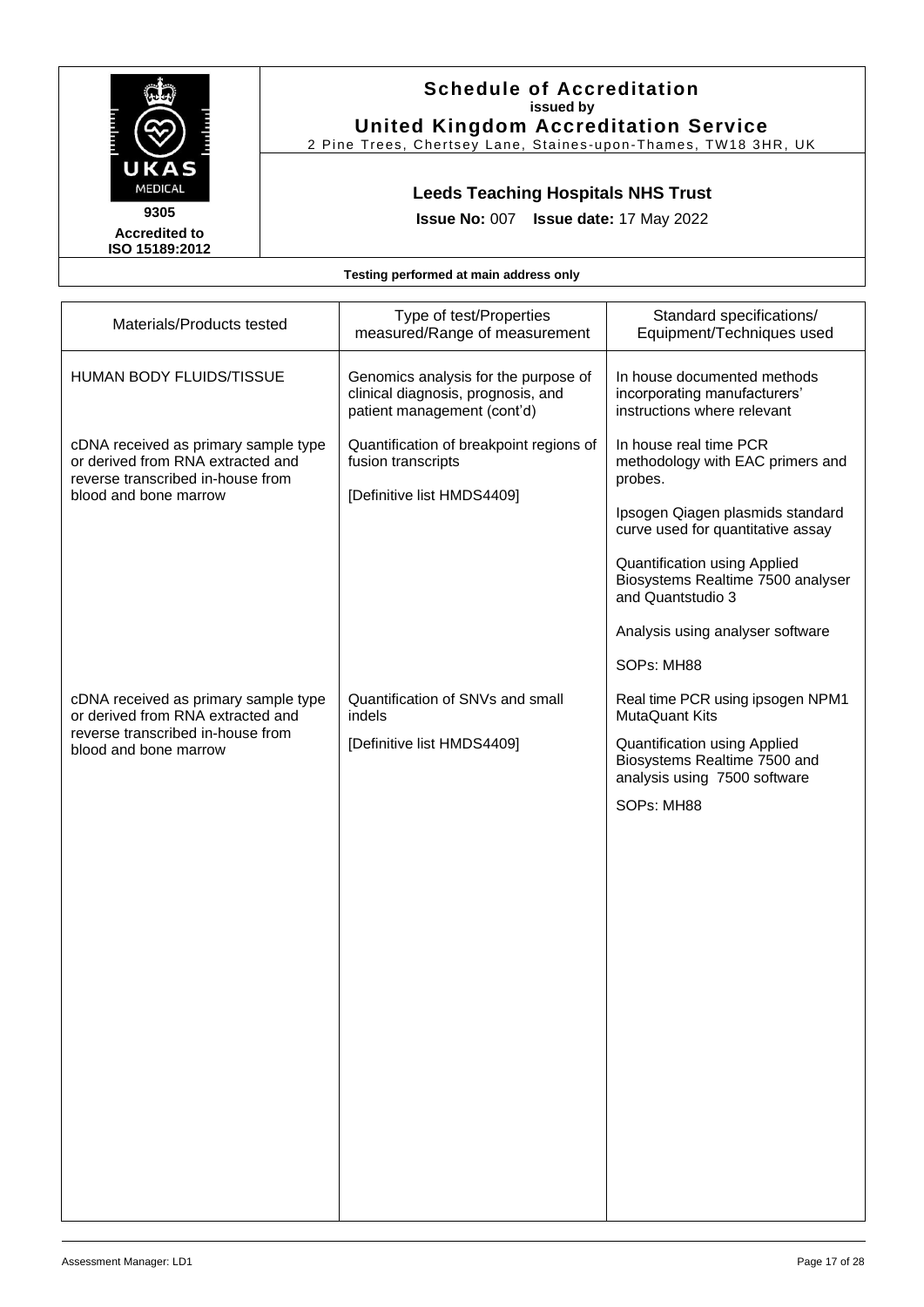# Schedule of Accreditation

**issued by**

**United Kingdom Accreditation Service**

2 Pine Trees, Chertsey Lane, Staines-upon-Thames, TW18 3HR, UK

**9305**

**Accredited to ISO 15189:2012**

## Leeds Teaching Hospitals NHS Trust

**Issue No:** 007 **Issue date:** 17 May 2022

**Testing performed at main address only**

| Materials/Products tested | Type of test/Properties measured/Range of measurement | Standard specifications/ Equipment/Techniques used |
|---|---|---|
| HUMAN BODY FLUIDS/TISSUE | Genomics analysis for the purpose of clinical diagnosis, prognosis, and patient management (cont'd) | In house documented methods incorporating manufacturers' instructions where relevant |
| cDNA received as primary sample type or derived from RNA extracted and reverse transcribed in-house from blood and bone marrow | Quantification of breakpoint regions of fusion transcripts<br><br>[Definitive list HMDS4409] | In house real time PCR methodology with EAC primers and probes.<br><br>Ipsogen Qiagen plasmids standard curve used for quantitative assay<br><br>Quantification using Applied Biosystems Realtime 7500 analyser and Quantstudio 3<br><br>Analysis using analyser software<br><br>SOPs: MH88 |
| cDNA received as primary sample type or derived from RNA extracted and reverse transcribed in-house from blood and bone marrow | Quantification of SNVs and small indels<br><br>[Definitive list HMDS4409] | Real time PCR using ipsogen NPM1 MutaQuant Kits<br><br>Quantification using Applied Biosystems Realtime 7500 and analysis using 7500 software<br><br>SOPs: MH88 |

Assessment Manager: LD1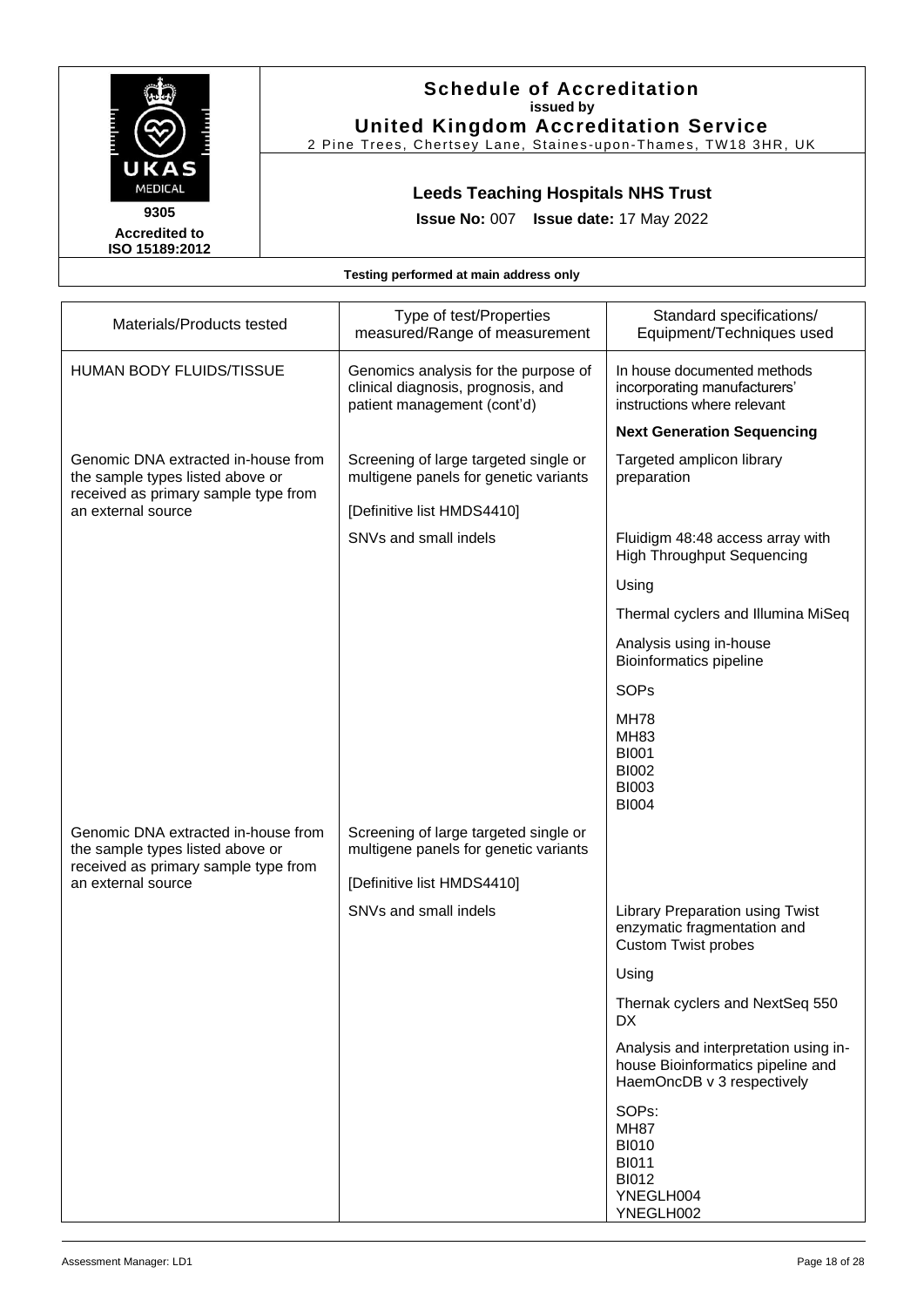**Schedule of Accreditation**
**issued by**
**United Kingdom Accreditation Service**
2 Pine Trees, Chertsey Lane, Staines-upon-Thames, TW18 3HR, UK

**9305**
**Accredited to ISO 15189:2012**

## Leeds Teaching Hospitals NHS Trust

**Issue No:** 007 **Issue date:** 17 May 2022

**Testing performed at main address only**

| Materials/Products tested | Type of test/Properties measured/Range of measurement | Standard specifications/ Equipment/Techniques used |
|---|---|---|
| HUMAN BODY FLUIDS/TISSUE | Genomics analysis for the purpose of clinical diagnosis, prognosis, and patient management (cont'd) | In house documented methods incorporating manufacturers' instructions where relevant |
| | | **Next Generation Sequencing** |
| Genomic DNA extracted in-house from the sample types listed above or received as primary sample type from an external source | Screening of large targeted single or multigene panels for genetic variants | Targeted amplicon library preparation |
| | [Definitive list HMDS4410] | |
| | SNVs and small indels | Fluidigm 48:48 access array with High Throughput Sequencing |
| | | Using |
| | | Thermal cyclers and Illumina MiSeq |
| | | Analysis using in-house Bioinformatics pipeline |
| | | SOPs |
| | | MH78<br>MH83<br>BI001<br>BI002<br>BI003<br>BI004 |
| Genomic DNA extracted in-house from the sample types listed above or received as primary sample type from an external source | Screening of large targeted single or multigene panels for genetic variants | |
| | [Definitive list HMDS4410] | |
| | SNVs and small indels | Library Preparation using Twist enzymatic fragmentation and Custom Twist probes |
| | | Using |
| | | Thernak cyclers and NextSeq 550 DX |
| | | Analysis and interpretation using in-house Bioinformatics pipeline and HaemOncDB v 3 respectively |
| | | SOPs:<br>MH87<br>BI010<br>BI011<br>BI012<br>YNEGLH004<br>YNEGLH002 |

Assessment Manager: LD1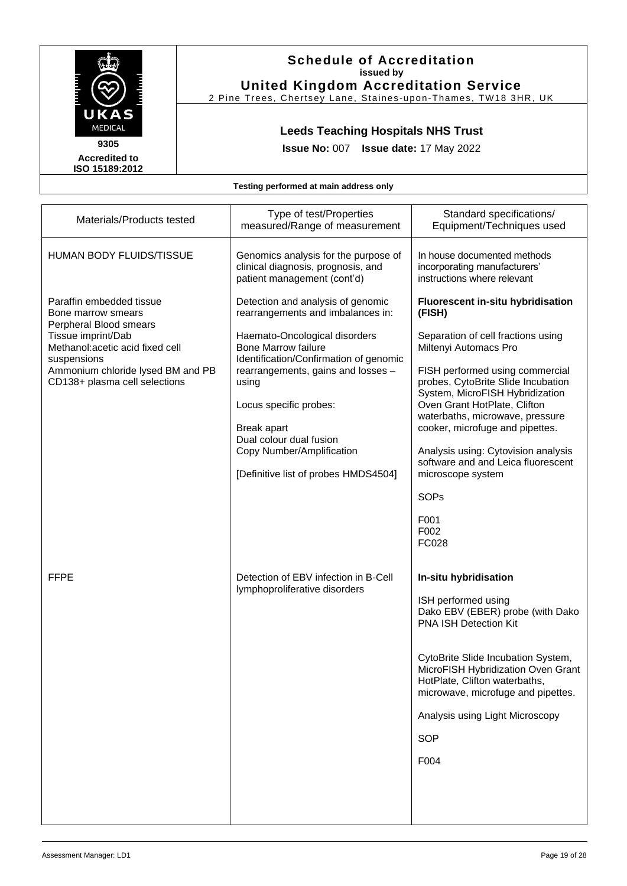# Schedule of Accreditation

**issued by**

**United Kingdom Accreditation Service**

2 Pine Trees, Chertsey Lane, Staines-upon-Thames, TW18 3HR, UK

**9305**

**Accredited to ISO 15189:2012**

## Leeds Teaching Hospitals NHS Trust

**Issue No:** 007 **Issue date:** 17 May 2022

**Testing performed at main address only**

| Materials/Products tested | Type of test/Properties measured/Range of measurement | Standard specifications/ Equipment/Techniques used |
|---|---|---|
| HUMAN BODY FLUIDS/TISSUE | Genomics analysis for the purpose of clinical diagnosis, prognosis, and patient management (cont'd) | In house documented methods incorporating manufacturers' instructions where relevant |
| Paraffin embedded tissue<br>Bone marrow smears<br>Perpheral Blood smears<br>Tissue imprint/Dab<br>Methanol:acetic acid fixed cell suspensions<br>Ammonium chloride lysed BM and PB CD138+ plasma cell selections | Detection and analysis of genomic rearrangements and imbalances in:<br><br>Haemato-Oncological disorders<br>Bone Marrow failure<br>Identification/Confirmation of genomic rearrangements, gains and losses – using<br><br>Locus specific probes:<br><br>Break apart<br>Dual colour dual fusion<br>Copy Number/Amplification<br><br>[Definitive list of probes HMDS4504] | **Fluorescent in-situ hybridisation (FISH)**<br><br>Separation of cell fractions using Miltenyi Automacs Pro<br><br>FISH performed using commercial probes, CytoBrite Slide Incubation System, MicroFISH Hybridization Oven Grant HotPlate, Clifton waterbaths, microwave, pressure cooker, microfuge and pipettes.<br><br>Analysis using: Cytovision analysis software and and Leica fluorescent microscope system<br><br>SOPs<br><br>F001<br>F002<br>FC028 |
| FFPE | Detection of EBV infection in B-Cell lymphoproliferative disorders | **In-situ hybridisation**<br><br>ISH performed using<br>Dako EBV (EBER) probe (with Dako PNA ISH Detection Kit<br><br>CytoBrite Slide Incubation System, MicroFISH Hybridization Oven Grant HotPlate, Clifton waterbaths, microwave, microfuge and pipettes.<br><br>Analysis using Light Microscopy<br><br>SOP<br><br>F004 |

Assessment Manager: LD1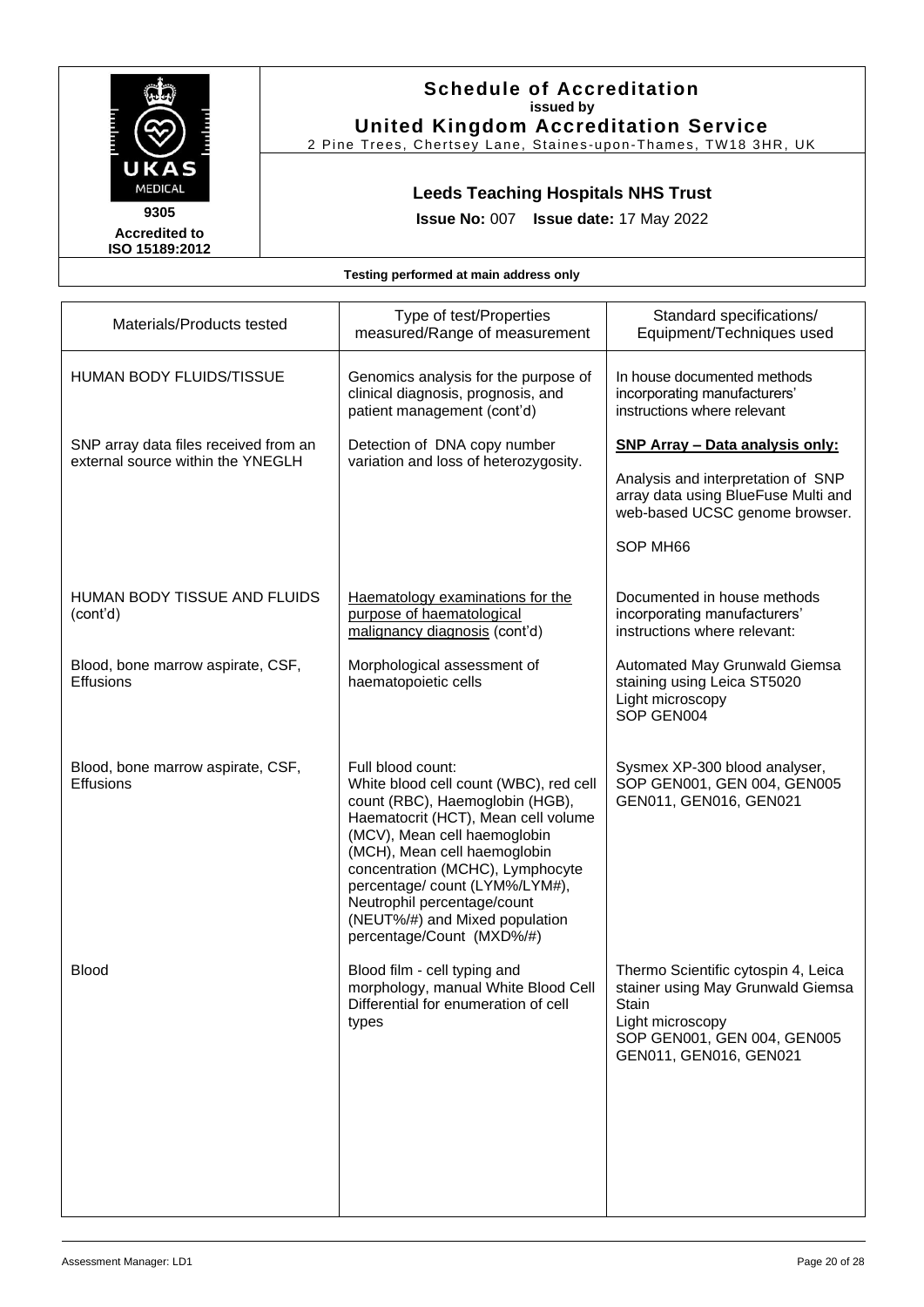**Schedule of Accreditation**
**issued by**
**United Kingdom Accreditation Service**
2 Pine Trees, Chertsey Lane, Staines-upon-Thames, TW18 3HR, UK

UKAS MEDICAL
**9305**
**Accredited to ISO 15189:2012**

## Leeds Teaching Hospitals NHS Trust

**Issue No:** 007 **Issue date:** 17 May 2022

**Testing performed at main address only**

| Materials/Products tested | Type of test/Properties measured/Range of measurement | Standard specifications/ Equipment/Techniques used |
|---|---|---|
| HUMAN BODY FLUIDS/TISSUE | Genomics analysis for the purpose of clinical diagnosis, prognosis, and patient management (cont'd) | In house documented methods incorporating manufacturers' instructions where relevant |
| SNP array data files received from an external source within the YNEGLH | Detection of DNA copy number variation and loss of heterozygosity. | **<u>SNP Array – Data analysis only:</u>**<br><br>Analysis and interpretation of SNP array data using BlueFuse Multi and web-based UCSC genome browser.<br><br>SOP MH66 |
| HUMAN BODY TISSUE AND FLUIDS (cont'd) | <u>Haematology examinations for the purpose of haematological malignancy diagnosis</u> (cont'd) | Documented in house methods incorporating manufacturers' instructions where relevant: |
| Blood, bone marrow aspirate, CSF, Effusions | Morphological assessment of haematopoietic cells | Automated May Grunwald Giemsa staining using Leica ST5020<br>Light microscopy<br>SOP GEN004 |
| Blood, bone marrow aspirate, CSF, Effusions | Full blood count:<br>White blood cell count (WBC), red cell count (RBC), Haemoglobin (HGB), Haematocrit (HCT), Mean cell volume (MCV), Mean cell haemoglobin (MCH), Mean cell haemoglobin concentration (MCHC), Lymphocyte percentage/ count (LYM%/LYM#), Neutrophil percentage/count (NEUT%/#) and Mixed population percentage/Count (MXD%/#) | Sysmex XP-300 blood analyser, SOP GEN001, GEN 004, GEN005 GEN011, GEN016, GEN021 |
| Blood | Blood film - cell typing and morphology, manual White Blood Cell Differential for enumeration of cell types | Thermo Scientific cytospin 4, Leica stainer using May Grunwald Giemsa Stain<br>Light microscopy<br>SOP GEN001, GEN 004, GEN005 GEN011, GEN016, GEN021 |

Assessment Manager: LD1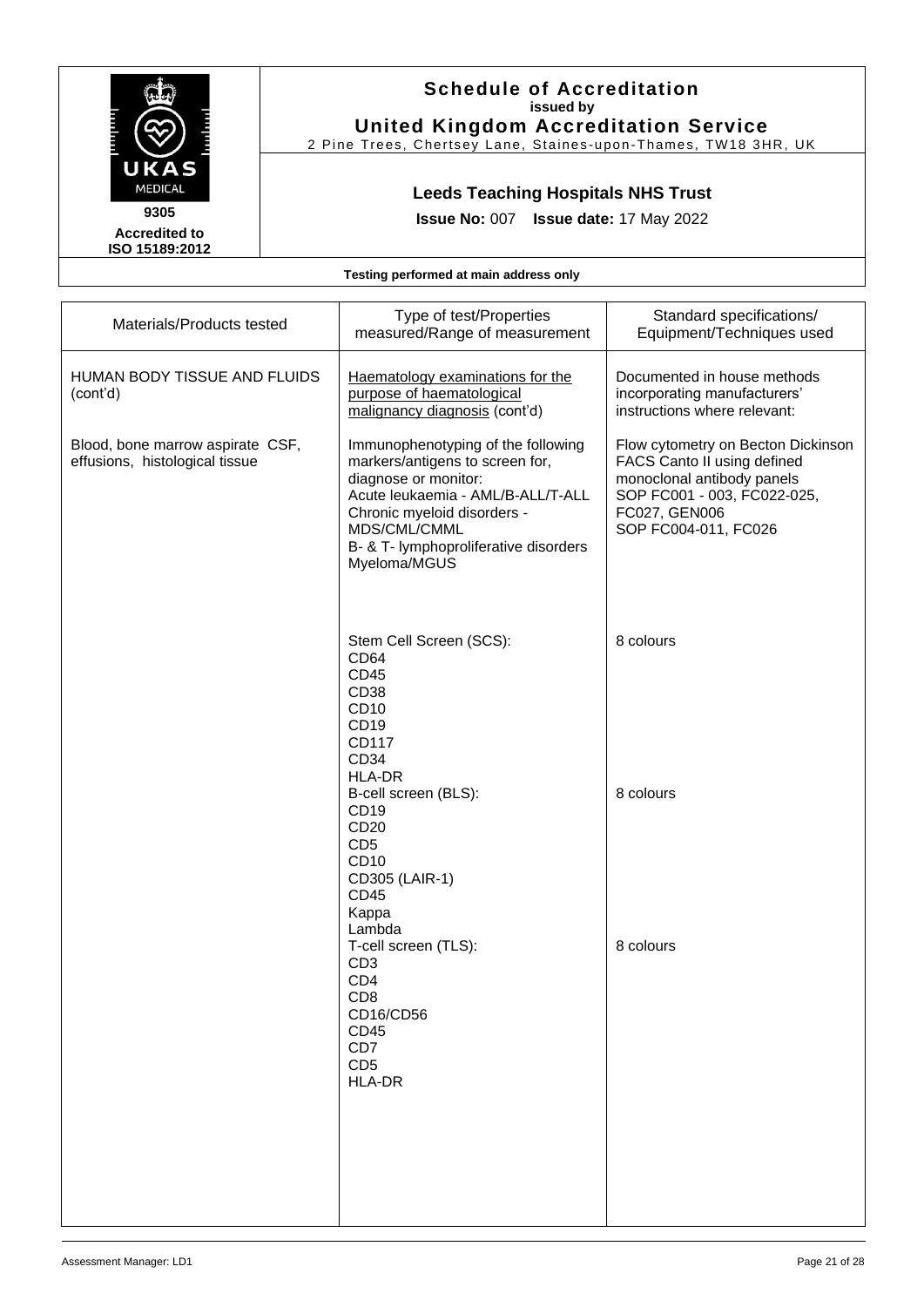# Schedule of Accreditation
**issued by**
**United Kingdom Accreditation Service**
2 Pine Trees, Chertsey Lane, Staines-upon-Thames, TW18 3HR, UK

UKAS MEDICAL
**9305**
**Accredited to ISO 15189:2012**

**Leeds Teaching Hospitals NHS Trust**

**Issue No:** 007 **Issue date:** 17 May 2022

**Testing performed at main address only**

| Materials/Products tested | Type of test/Properties measured/Range of measurement | Standard specifications/ Equipment/Techniques used |
|---|---|---|
| HUMAN BODY TISSUE AND FLUIDS (cont'd) | Haematology examinations for the purpose of haematological malignancy diagnosis (cont'd) | Documented in house methods incorporating manufacturers' instructions where relevant: |
| Blood, bone marrow aspirate CSF, effusions, histological tissue | Immunophenotyping of the following markers/antigens to screen for, diagnose or monitor:<br>Acute leukaemia - AML/B-ALL/T-ALL<br>Chronic myeloid disorders - MDS/CML/CMML<br>B- & T- lymphoproliferative disorders<br>Myeloma/MGUS | Flow cytometry on Becton Dickinson FACS Canto II using defined monoclonal antibody panels<br>SOP FC001 - 003, FC022-025, FC027, GEN006<br>SOP FC004-011, FC026 |
| | Stem Cell Screen (SCS):<br>CD64<br>CD45<br>CD38<br>CD10<br>CD19<br>CD117<br>CD34<br>HLA-DR | 8 colours |
| | B-cell screen (BLS):<br>CD19<br>CD20<br>CD5<br>CD10<br>CD305 (LAIR-1)<br>CD45<br>Kappa<br>Lambda | 8 colours |
| | T-cell screen (TLS):<br>CD3<br>CD4<br>CD8<br>CD16/CD56<br>CD45<br>CD7<br>CD5<br>HLA-DR | 8 colours |

Assessment Manager: LD1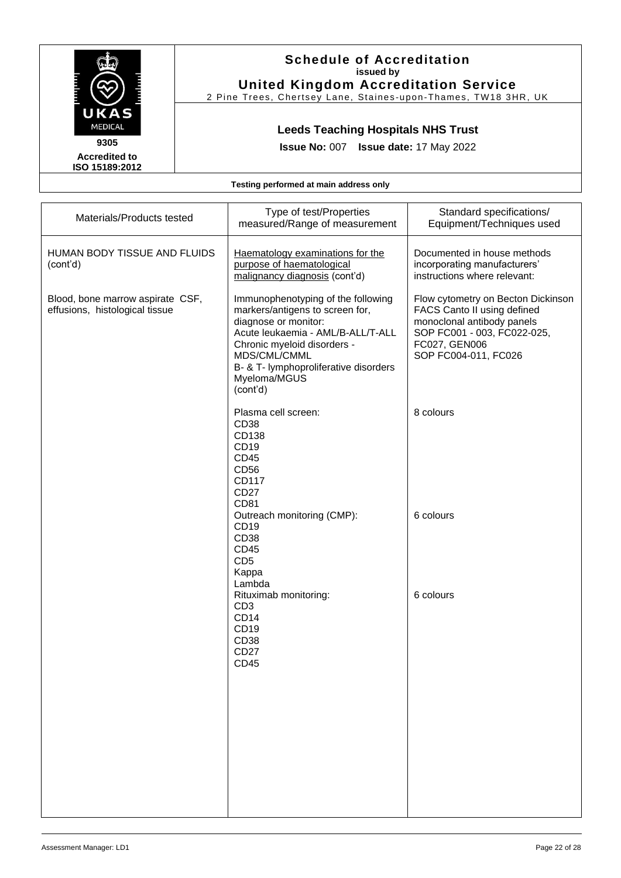# Schedule of Accreditation

**issued by**

**United Kingdom Accreditation Service**

2 Pine Trees, Chertsey Lane, Staines-upon-Thames, TW18 3HR, UK

UKAS MEDICAL

**9305**

**Accredited to ISO 15189:2012**

## Leeds Teaching Hospitals NHS Trust

**Issue No:** 007 **Issue date:** 17 May 2022

**Testing performed at main address only**

| Materials/Products tested | Type of test/Properties measured/Range of measurement | Standard specifications/ Equipment/Techniques used |
|---|---|---|
| HUMAN BODY TISSUE AND FLUIDS (cont'd) | Haematology examinations for the purpose of haematological malignancy diagnosis (cont'd) | Documented in house methods incorporating manufacturers' instructions where relevant: |
| Blood, bone marrow aspirate CSF, effusions, histological tissue | Immunophenotyping of the following markers/antigens to screen for, diagnose or monitor:<br>Acute leukaemia - AML/B-ALL/T-ALL<br>Chronic myeloid disorders - MDS/CML/CMML<br>B- & T- lymphoproliferative disorders<br>Myeloma/MGUS<br>(cont'd) | Flow cytometry on Becton Dickinson FACS Canto II using defined monoclonal antibody panels<br>SOP FC001 - 003, FC022-025, FC027, GEN006<br>SOP FC004-011, FC026 |
| | Plasma cell screen:<br>CD38<br>CD138<br>CD19<br>CD45<br>CD56<br>CD117<br>CD27<br>CD81 | 8 colours |
| | Outreach monitoring (CMP):<br>CD19<br>CD38<br>CD45<br>CD5<br>Kappa<br>Lambda | 6 colours |
| | Rituximab monitoring:<br>CD3<br>CD14<br>CD19<br>CD38<br>CD27<br>CD45 | 6 colours |

Assessment Manager: LD1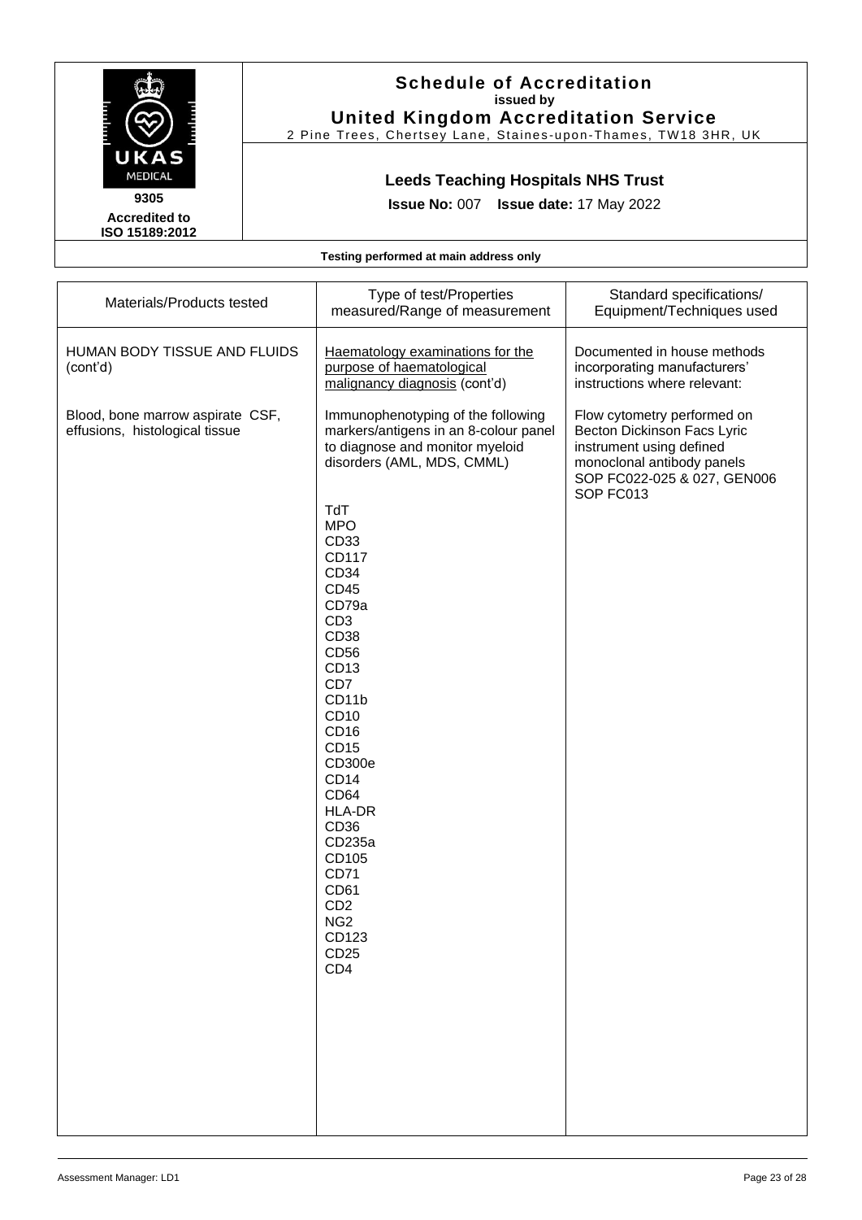# Schedule of Accreditation

**issued by**

**United Kingdom Accreditation Service**

2 Pine Trees, Chertsey Lane, Staines-upon-Thames, TW18 3HR, UK

**9305**

**Accredited to ISO 15189:2012**

## Leeds Teaching Hospitals NHS Trust

**Issue No:** 007 **Issue date:** 17 May 2022

**Testing performed at main address only**

| Materials/Products tested | Type of test/Properties measured/Range of measurement | Standard specifications/ Equipment/Techniques used |
|---|---|---|
| HUMAN BODY TISSUE AND FLUIDS (cont'd) | <u>Haematology examinations for the purpose of haematological malignancy diagnosis</u> (cont'd) | Documented in house methods incorporating manufacturers' instructions where relevant: |
| Blood, bone marrow aspirate CSF, effusions, histological tissue | Immunophenotyping of the following markers/antigens in an 8-colour panel to diagnose and monitor myeloid disorders (AML, MDS, CMML)<br><br>TdT<br>MPO<br>CD33<br>CD117<br>CD34<br>CD45<br>CD79a<br>CD3<br>CD38<br>CD56<br>CD13<br>CD7<br>CD11b<br>CD10<br>CD16<br>CD15<br>CD300e<br>CD14<br>CD64<br>HLA-DR<br>CD36<br>CD235a<br>CD105<br>CD71<br>CD61<br>CD2<br>NG2<br>CD123<br>CD25<br>CD4 | Flow cytometry performed on Becton Dickinson Facs Lyric instrument using defined monoclonal antibody panels<br>SOP FC022-025 & 027, GEN006<br>SOP FC013 |

Assessment Manager: LD1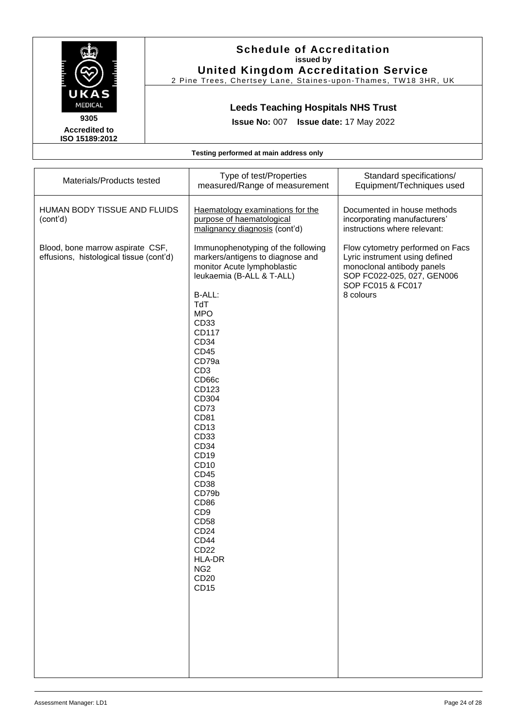# Schedule of Accreditation

**issued by**

**United Kingdom Accreditation Service**

2 Pine Trees, Chertsey Lane, Staines-upon-Thames, TW18 3HR, UK

**9305**

**Accredited to ISO 15189:2012**

## Leeds Teaching Hospitals NHS Trust

**Issue No:** 007 **Issue date:** 17 May 2022

**Testing performed at main address only**

| Materials/Products tested | Type of test/Properties measured/Range of measurement | Standard specifications/ Equipment/Techniques used |
|---|---|---|
| HUMAN BODY TISSUE AND FLUIDS (cont'd) | Haematology examinations for the purpose of haematological malignancy diagnosis (cont'd) | Documented in house methods incorporating manufacturers' instructions where relevant: |
| Blood, bone marrow aspirate CSF, effusions, histological tissue (cont'd) | Immunophenotyping of the following markers/antigens to diagnose and monitor Acute lymphoblastic leukaemia (B-ALL & T-ALL)<br><br>B-ALL:<br>TdT<br>MPO<br>CD33<br>CD117<br>CD34<br>CD45<br>CD79a<br>CD3<br>CD66c<br>CD123<br>CD304<br>CD73<br>CD81<br>CD13<br>CD33<br>CD34<br>CD19<br>CD10<br>CD45<br>CD38<br>CD79b<br>CD86<br>CD9<br>CD58<br>CD24<br>CD44<br>CD22<br>HLA-DR<br>NG2<br>CD20<br>CD15 | Flow cytometry performed on Facs Lyric instrument using defined monoclonal antibody panels<br>SOP FC022-025, 027, GEN006<br>SOP FC015 & FC017<br>8 colours |

Assessment Manager: LD1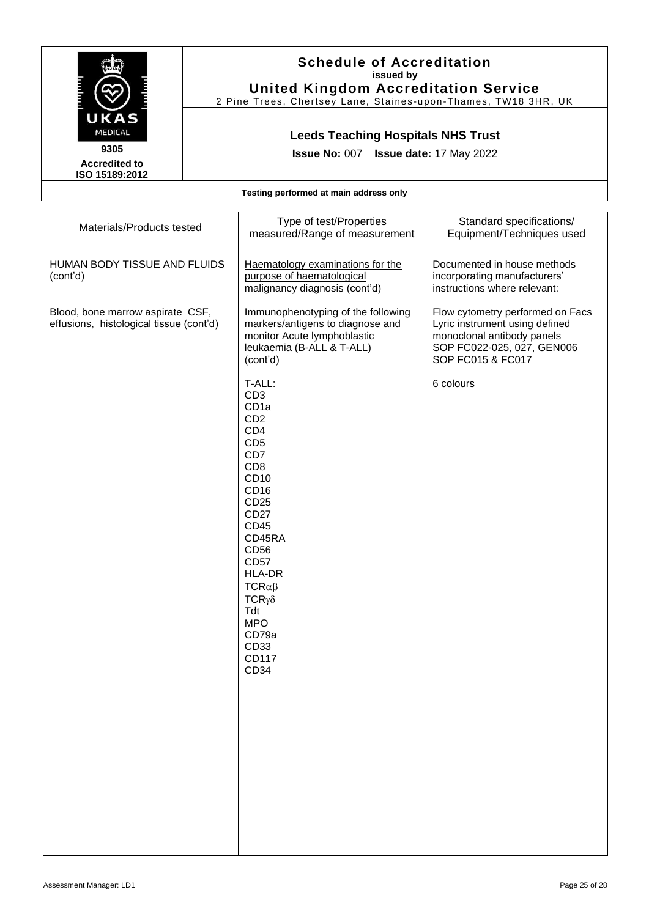**Schedule of Accreditation**
**issued by**
**United Kingdom Accreditation Service**
2 Pine Trees, Chertsey Lane, Staines-upon-Thames, TW18 3HR, UK

UKAS MEDICAL
**9305**
**Accredited to ISO 15189:2012**

**Leeds Teaching Hospitals NHS Trust**

**Issue No:** 007 **Issue date:** 17 May 2022

**Testing performed at main address only**

| Materials/Products tested | Type of test/Properties measured/Range of measurement | Standard specifications/ Equipment/Techniques used |
|---|---|---|
| HUMAN BODY TISSUE AND FLUIDS (cont'd) | Haematology examinations for the purpose of haematological malignancy diagnosis (cont'd) | Documented in house methods incorporating manufacturers' instructions where relevant: |
| Blood, bone marrow aspirate CSF, effusions, histological tissue (cont'd) | Immunophenotyping of the following markers/antigens to diagnose and monitor Acute lymphoblastic leukaemia (B-ALL & T-ALL) (cont'd) | Flow cytometry performed on Facs Lyric instrument using defined monoclonal antibody panels SOP FC022-025, 027, GEN006 SOP FC015 & FC017 |
| | T-ALL:<br>CD3<br>CD1a<br>CD2<br>CD4<br>CD5<br>CD7<br>CD8<br>CD10<br>CD16<br>CD25<br>CD27<br>CD45<br>CD45RA<br>CD56<br>CD57<br>HLA-DR<br>TCRαβ<br>TCRγδ<br>Tdt<br>MPO<br>CD79a<br>CD33<br>CD117<br>CD34 | 6 colours |

Assessment Manager: LD1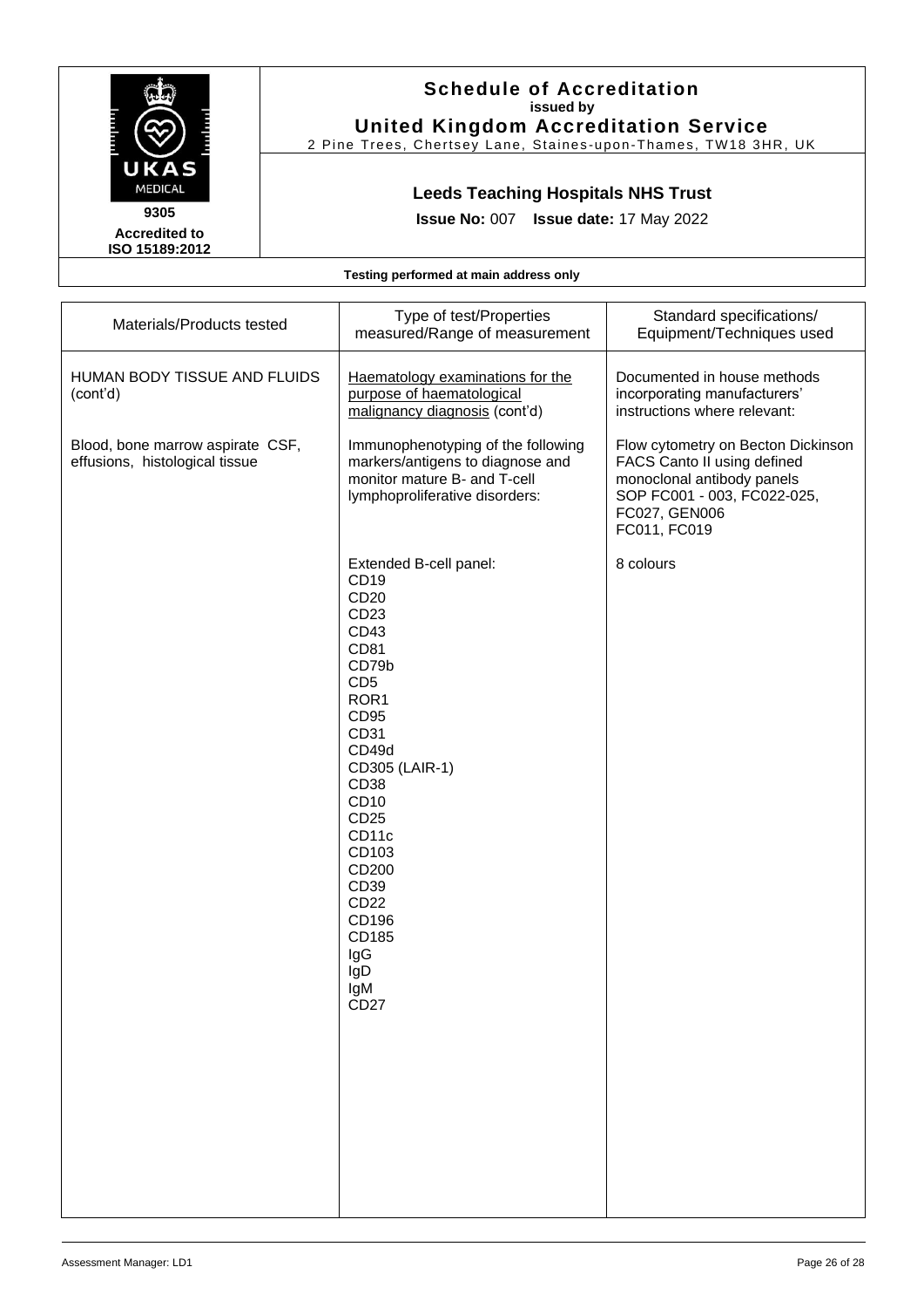# Schedule of Accreditation
**issued by**
**United Kingdom Accreditation Service**
2 Pine Trees, Chertsey Lane, Staines-upon-Thames, TW18 3HR, UK

**9305**
**Accredited to ISO 15189:2012**

## Leeds Teaching Hospitals NHS Trust

**Issue No:** 007 **Issue date:** 17 May 2022

**Testing performed at main address only**

| Materials/Products tested | Type of test/Properties measured/Range of measurement | Standard specifications/ Equipment/Techniques used |
|---|---|---|
| HUMAN BODY TISSUE AND FLUIDS (cont'd) | Haematology examinations for the purpose of haematological malignancy diagnosis (cont'd) | Documented in house methods incorporating manufacturers' instructions where relevant: |
| Blood, bone marrow aspirate CSF, effusions, histological tissue | Immunophenotyping of the following markers/antigens to diagnose and monitor mature B- and T-cell lymphoproliferative disorders: | Flow cytometry on Becton Dickinson FACS Canto II using defined monoclonal antibody panels SOP FC001 - 003, FC022-025, FC027, GEN006 FC011, FC019 |
| | Extended B-cell panel:<br>CD19<br>CD20<br>CD23<br>CD43<br>CD81<br>CD79b<br>CD5<br>ROR1<br>CD95<br>CD31<br>CD49d<br>CD305 (LAIR-1)<br>CD38<br>CD10<br>CD25<br>CD11c<br>CD103<br>CD200<br>CD39<br>CD22<br>CD196<br>CD185<br>IgG<br>IgD<br>IgM<br>CD27 | 8 colours |

Assessment Manager: LD1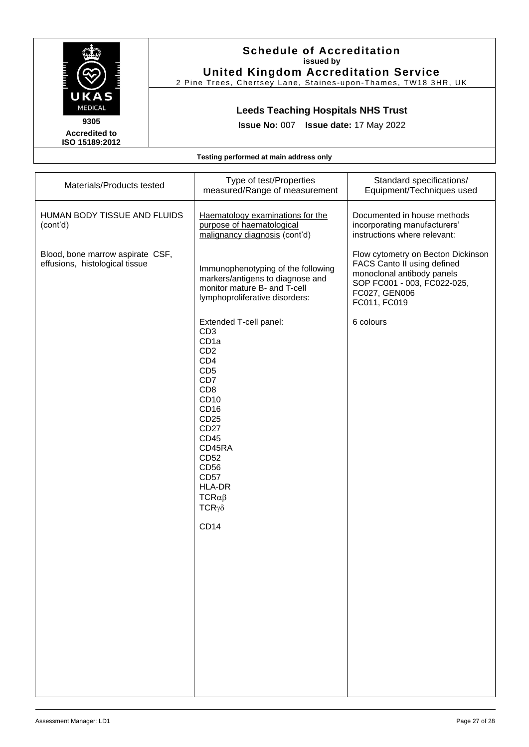# Schedule of Accreditation

**issued by**

**United Kingdom Accreditation Service**

2 Pine Trees, Chertsey Lane, Staines-upon-Thames, TW18 3HR, UK

UKAS MEDICAL

**9305**

**Accredited to ISO 15189:2012**

## Leeds Teaching Hospitals NHS Trust

**Issue No:** 007 **Issue date:** 17 May 2022

**Testing performed at main address only**

| Materials/Products tested | Type of test/Properties measured/Range of measurement | Standard specifications/ Equipment/Techniques used |
|---|---|---|
| HUMAN BODY TISSUE AND FLUIDS (cont'd) | Haematology examinations for the purpose of haematological malignancy diagnosis (cont'd) | Documented in house methods incorporating manufacturers' instructions where relevant: |
| Blood, bone marrow aspirate CSF, effusions, histological tissue | Immunophenotyping of the following markers/antigens to diagnose and monitor mature B- and T-cell lymphoproliferative disorders: | Flow cytometry on Becton Dickinson FACS Canto II using defined monoclonal antibody panels SOP FC001 - 003, FC022-025, FC027, GEN006 FC011, FC019 |
| | Extended T-cell panel:<br>CD3<br>CD1a<br>CD2<br>CD4<br>CD5<br>CD7<br>CD8<br>CD10<br>CD16<br>CD25<br>CD27<br>CD45<br>CD45RA<br>CD52<br>CD56<br>CD57<br>HLA-DR<br>TCRαβ<br>TCRγδ<br><br>CD14 | 6 colours |

Assessment Manager: LD1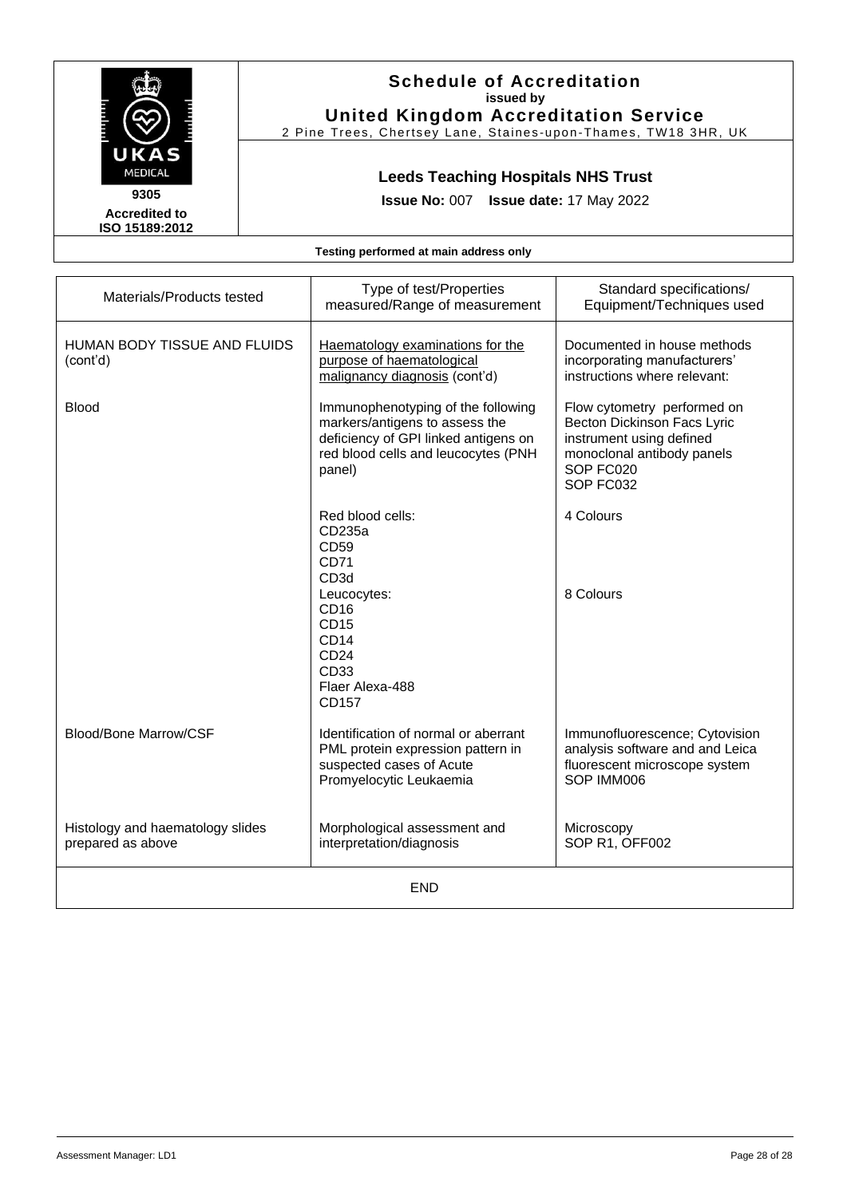**Schedule of Accreditation**
**issued by**
**United Kingdom Accreditation Service**
2 Pine Trees, Chertsey Lane, Staines-upon-Thames, TW18 3HR, UK

UKAS MEDICAL
**9305**
**Accredited to ISO 15189:2012**

**Leeds Teaching Hospitals NHS Trust**

**Issue No:** 007 **Issue date:** 17 May 2022

**Testing performed at main address only**

| Materials/Products tested | Type of test/Properties measured/Range of measurement | Standard specifications/ Equipment/Techniques used |
|---|---|---|
| HUMAN BODY TISSUE AND FLUIDS (cont'd) | Haematology examinations for the purpose of haematological malignancy diagnosis (cont'd) | Documented in house methods incorporating manufacturers' instructions where relevant: |
| Blood | Immunophenotyping of the following markers/antigens to assess the deficiency of GPI linked antigens on red blood cells and leucocytes (PNH panel) | Flow cytometry performed on Becton Dickinson Facs Lyric instrument using defined monoclonal antibody panels SOP FC020 SOP FC032 |
| | Red blood cells: CD235a CD59 CD71 CD3d | 4 Colours |
| | Leucocytes: CD16 CD15 CD14 CD24 CD33 Flaer Alexa-488 CD157 | 8 Colours |
| Blood/Bone Marrow/CSF | Identification of normal or aberrant PML protein expression pattern in suspected cases of Acute Promyelocytic Leukaemia | Immunofluorescence; Cytovision analysis software and and Leica fluorescent microscope system SOP IMM006 |
| Histology and haematology slides prepared as above | Morphological assessment and interpretation/diagnosis | Microscopy SOP R1, OFF002 |

END

Assessment Manager: LD1